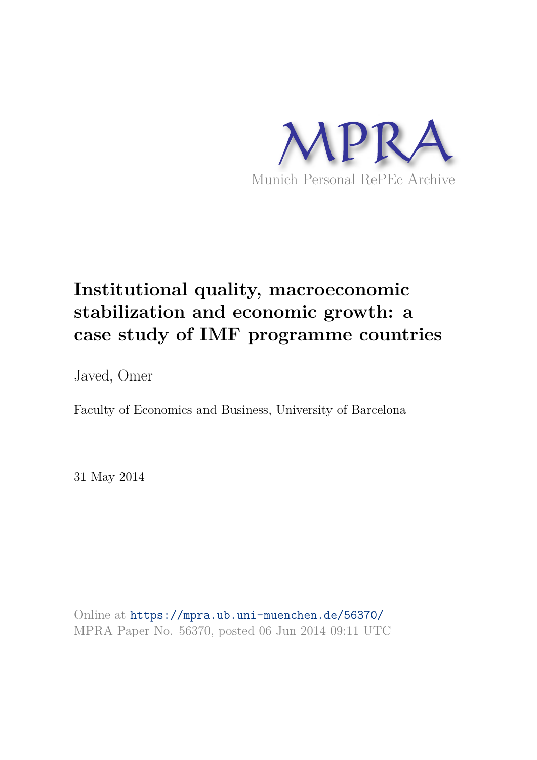MPRA

Munich Personal RePEc Archive

# Institutional quality, macroeconomic stabilization and economic growth: a case study of IMF programme countries

Javed, Omer

Faculty of Economics and Business, University of Barcelona

31 May 2014

Online at https://mpra.ub.uni-muenchen.de/56370/
MPRA Paper No. 56370, posted 06 Jun 2014 09:11 UTC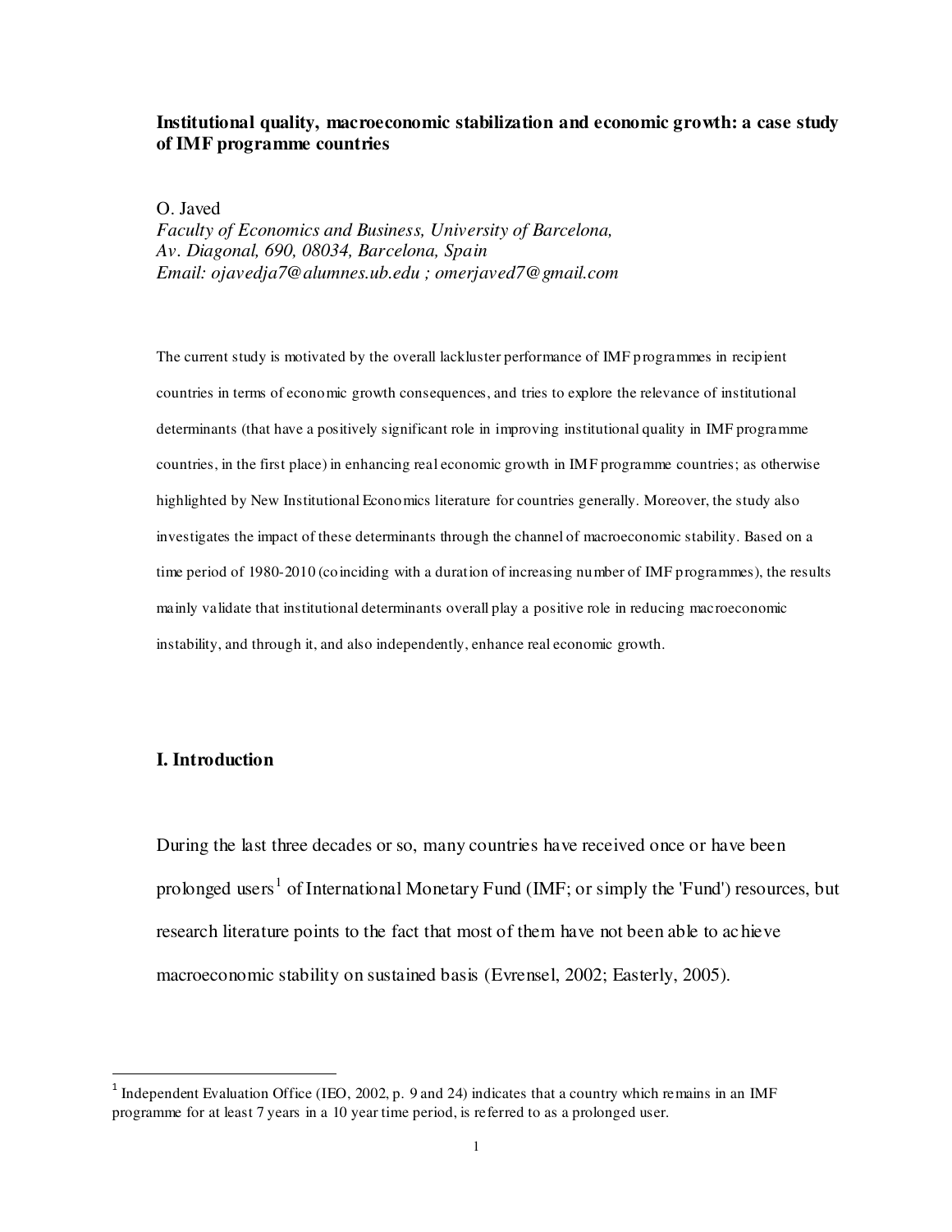**Institutional quality, macroeconomic stabilization and economic growth: a case study of IMF programme countries**

O. Javed

*Faculty of Economics and Business, University of Barcelona,*
*Av. Diagonal, 690, 08034, Barcelona, Spain*
*Email: ojavedja7@alumnes.ub.edu ; omerjaved7@gmail.com*

The current study is motivated by the overall lackluster performance of IMF programmes in recipient countries in terms of economic growth consequences, and tries to explore the relevance of institutional determinants (that have a positively significant role in improving institutional quality in IMF programme countries, in the first place) in enhancing real economic growth in IMF programme countries; as otherwise highlighted by New Institutional Economics literature for countries generally. Moreover, the study also investigates the impact of these determinants through the channel of macroeconomic stability. Based on a time period of 1980-2010 (coinciding with a duration of increasing number of IMF programmes), the results mainly validate that institutional determinants overall play a positive role in reducing macroeconomic instability, and through it, and also independently, enhance real economic growth.

## I. Introduction

During the last three decades or so, many countries have received once or have been prolonged users[1] of International Monetary Fund (IMF; or simply the 'Fund') resources, but research literature points to the fact that most of them have not been able to achieve macroeconomic stability on sustained basis (Evrensel, 2002; Easterly, 2005).

[1] Independent Evaluation Office (IEO, 2002, p. 9 and 24) indicates that a country which remains in an IMF programme for at least 7 years in a 10 year time period, is referred to as a prolonged user.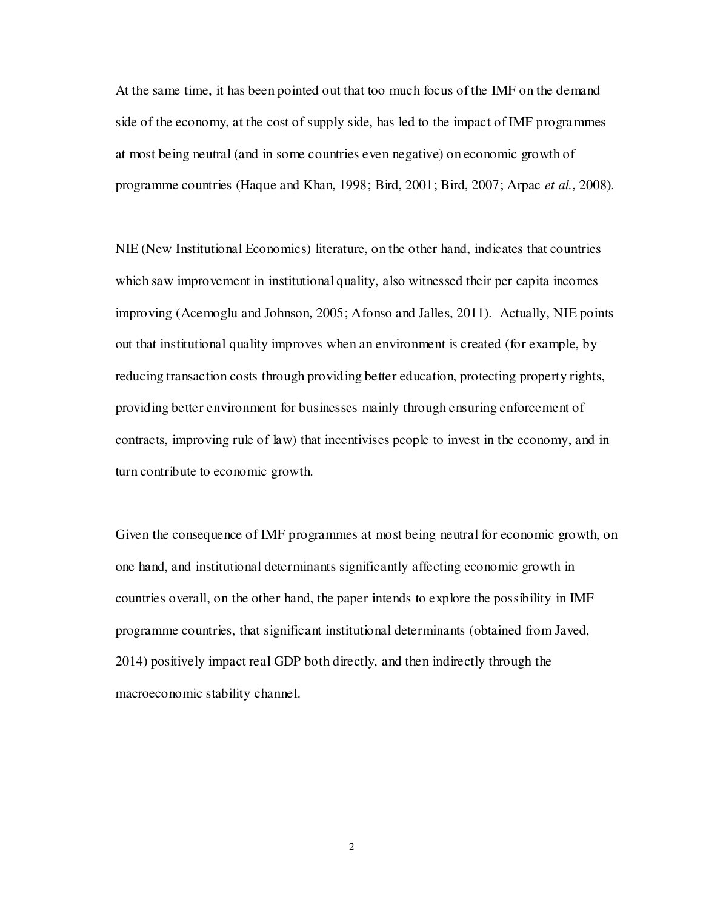At the same time, it has been pointed out that too much focus of the IMF on the demand side of the economy, at the cost of supply side, has led to the impact of IMF programmes at most being neutral (and in some countries even negative) on economic growth of programme countries (Haque and Khan, 1998; Bird, 2001; Bird, 2007; Arpac *et al.*, 2008).

NIE (New Institutional Economics) literature, on the other hand, indicates that countries which saw improvement in institutional quality, also witnessed their per capita incomes improving (Acemoglu and Johnson, 2005; Afonso and Jalles, 2011). Actually, NIE points out that institutional quality improves when an environment is created (for example, by reducing transaction costs through providing better education, protecting property rights, providing better environment for businesses mainly through ensuring enforcement of contracts, improving rule of law) that incentivises people to invest in the economy, and in turn contribute to economic growth.

Given the consequence of IMF programmes at most being neutral for economic growth, on one hand, and institutional determinants significantly affecting economic growth in countries overall, on the other hand, the paper intends to explore the possibility in IMF programme countries, that significant institutional determinants (obtained from Javed, 2014) positively impact real GDP both directly, and then indirectly through the macroeconomic stability channel.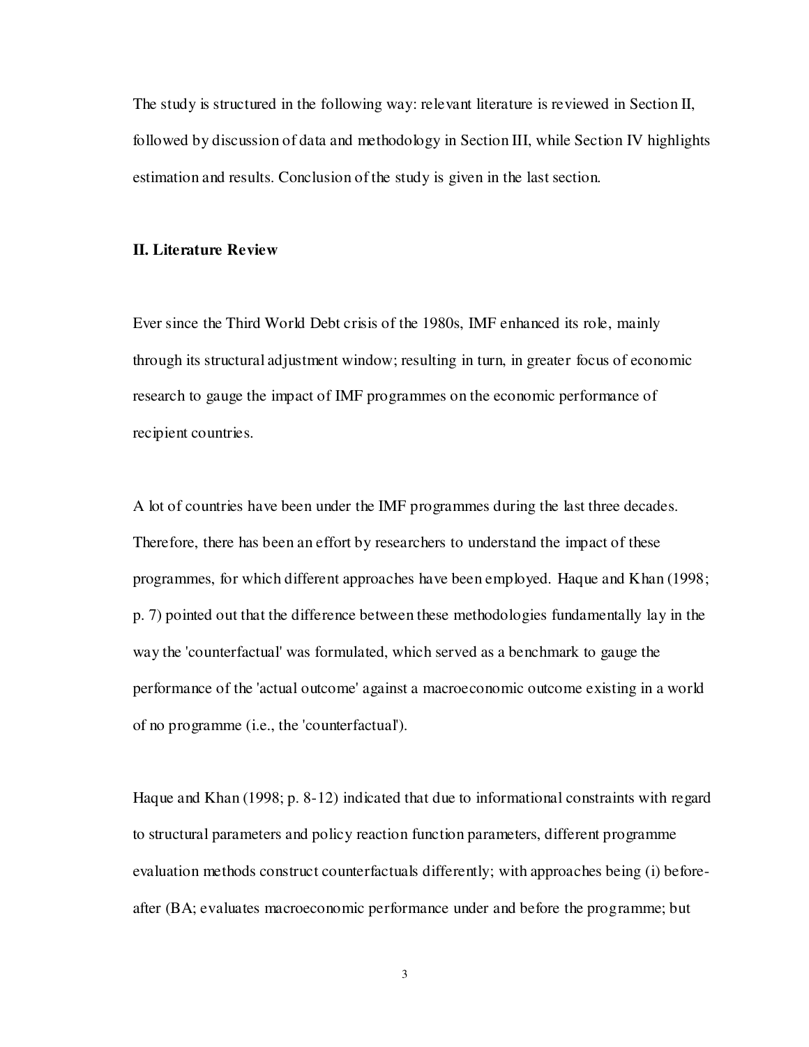The study is structured in the following way: relevant literature is reviewed in Section II, followed by discussion of data and methodology in Section III, while Section IV highlights estimation and results. Conclusion of the study is given in the last section.

## II. Literature Review

Ever since the Third World Debt crisis of the 1980s, IMF enhanced its role, mainly through its structural adjustment window; resulting in turn, in greater focus of economic research to gauge the impact of IMF programmes on the economic performance of recipient countries.

A lot of countries have been under the IMF programmes during the last three decades. Therefore, there has been an effort by researchers to understand the impact of these programmes, for which different approaches have been employed. Haque and Khan (1998; p. 7) pointed out that the difference between these methodologies fundamentally lay in the way the 'counterfactual' was formulated, which served as a benchmark to gauge the performance of the 'actual outcome' against a macroeconomic outcome existing in a world of no programme (i.e., the 'counterfactual').

Haque and Khan (1998; p. 8-12) indicated that due to informational constraints with regard to structural parameters and policy reaction function parameters, different programme evaluation methods construct counterfactuals differently; with approaches being (i) before-after (BA; evaluates macroeconomic performance under and before the programme; but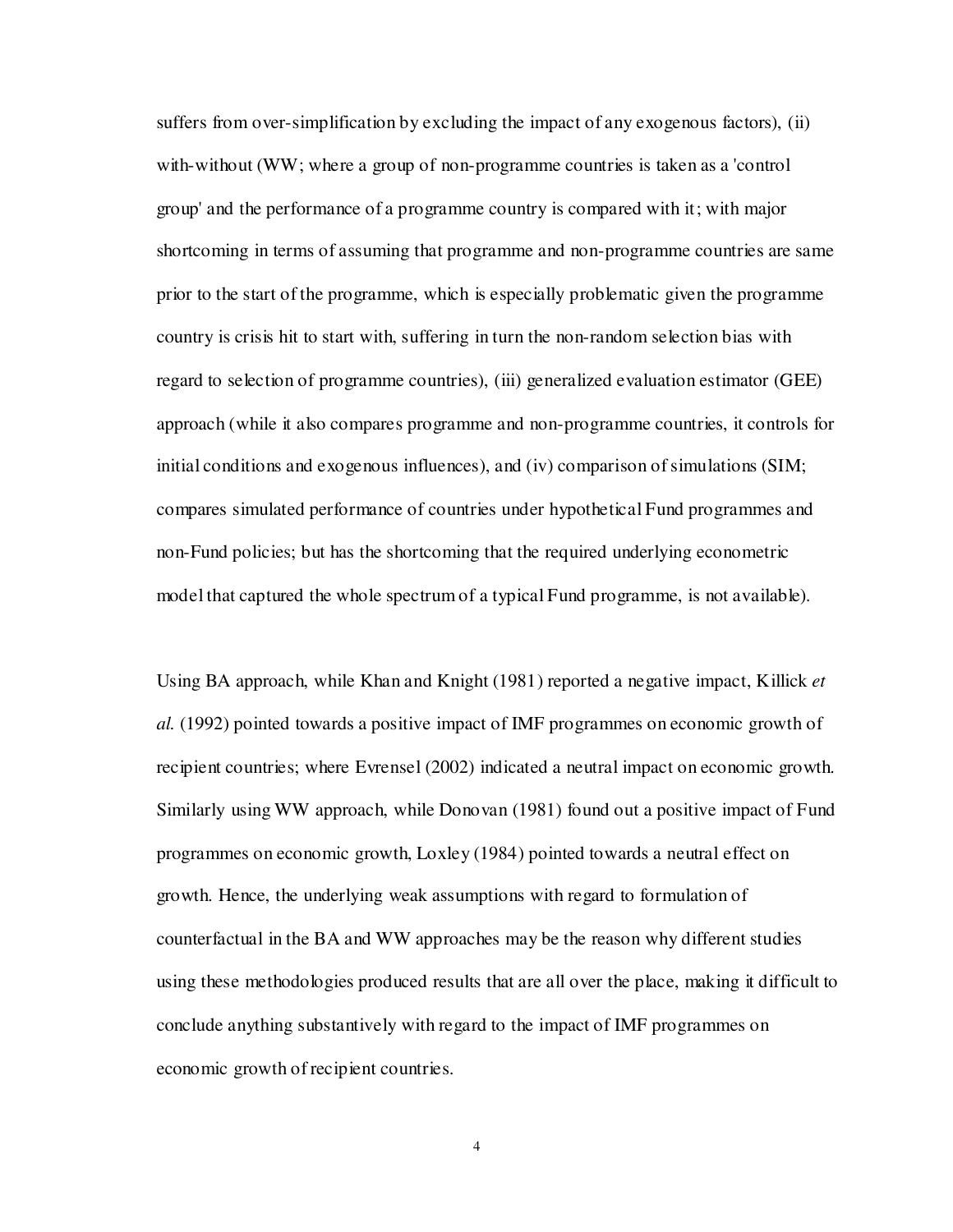suffers from over-simplification by excluding the impact of any exogenous factors), (ii) with-without (WW; where a group of non-programme countries is taken as a 'control group' and the performance of a programme country is compared with it; with major shortcoming in terms of assuming that programme and non-programme countries are same prior to the start of the programme, which is especially problematic given the programme country is crisis hit to start with, suffering in turn the non-random selection bias with regard to selection of programme countries), (iii) generalized evaluation estimator (GEE) approach (while it also compares programme and non-programme countries, it controls for initial conditions and exogenous influences), and (iv) comparison of simulations (SIM; compares simulated performance of countries under hypothetical Fund programmes and non-Fund policies; but has the shortcoming that the required underlying econometric model that captured the whole spectrum of a typical Fund programme, is not available).

Using BA approach, while Khan and Knight (1981) reported a negative impact, Killick *et al.* (1992) pointed towards a positive impact of IMF programmes on economic growth of recipient countries; where Evrensel (2002) indicated a neutral impact on economic growth. Similarly using WW approach, while Donovan (1981) found out a positive impact of Fund programmes on economic growth, Loxley (1984) pointed towards a neutral effect on growth. Hence, the underlying weak assumptions with regard to formulation of counterfactual in the BA and WW approaches may be the reason why different studies using these methodologies produced results that are all over the place, making it difficult to conclude anything substantively with regard to the impact of IMF programmes on economic growth of recipient countries.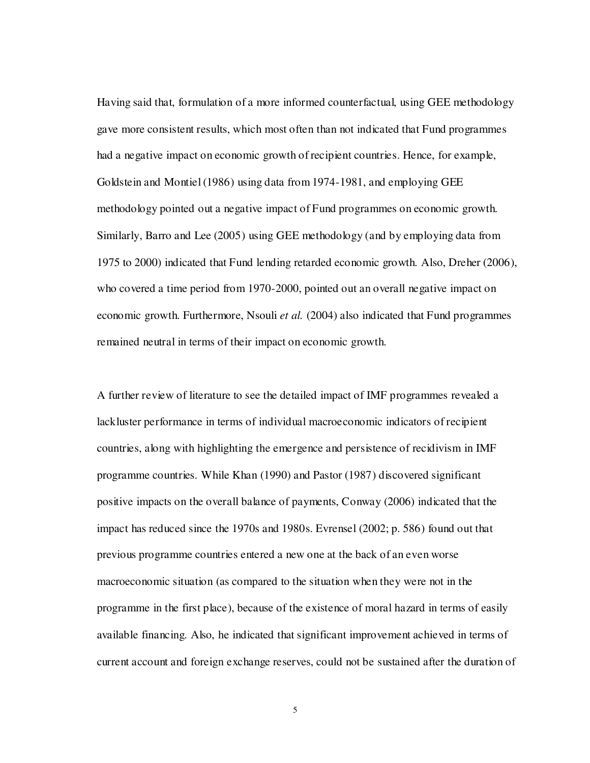Having said that, formulation of a more informed counterfactual, using GEE methodology gave more consistent results, which most often than not indicated that Fund programmes had a negative impact on economic growth of recipient countries. Hence, for example, Goldstein and Montiel (1986) using data from 1974-1981, and employing GEE methodology pointed out a negative impact of Fund programmes on economic growth. Similarly, Barro and Lee (2005) using GEE methodology (and by employing data from 1975 to 2000) indicated that Fund lending retarded economic growth. Also, Dreher (2006), who covered a time period from 1970-2000, pointed out an overall negative impact on economic growth. Furthermore, Nsouli *et al.* (2004) also indicated that Fund programmes remained neutral in terms of their impact on economic growth.

A further review of literature to see the detailed impact of IMF programmes revealed a lackluster performance in terms of individual macroeconomic indicators of recipient countries, along with highlighting the emergence and persistence of recidivism in IMF programme countries. While Khan (1990) and Pastor (1987) discovered significant positive impacts on the overall balance of payments, Conway (2006) indicated that the impact has reduced since the 1970s and 1980s. Evrensel (2002; p. 586) found out that previous programme countries entered a new one at the back of an even worse macroeconomic situation (as compared to the situation when they were not in the programme in the first place), because of the existence of moral hazard in terms of easily available financing. Also, he indicated that significant improvement achieved in terms of current account and foreign exchange reserves, could not be sustained after the duration of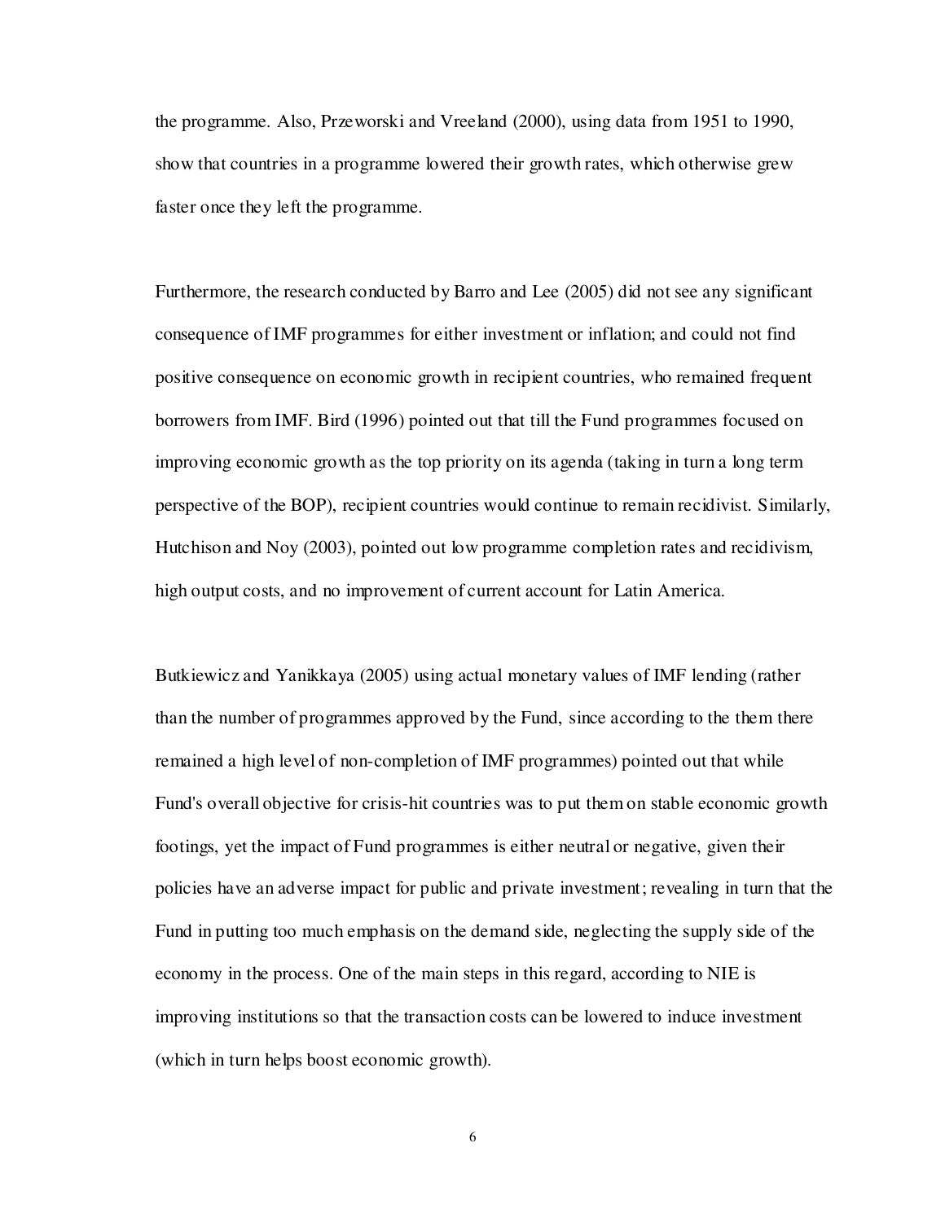the programme. Also, Przeworski and Vreeland (2000), using data from 1951 to 1990, show that countries in a programme lowered their growth rates, which otherwise grew faster once they left the programme.

Furthermore, the research conducted by Barro and Lee (2005) did not see any significant consequence of IMF programmes for either investment or inflation; and could not find positive consequence on economic growth in recipient countries, who remained frequent borrowers from IMF. Bird (1996) pointed out that till the Fund programmes focused on improving economic growth as the top priority on its agenda (taking in turn a long term perspective of the BOP), recipient countries would continue to remain recidivist. Similarly, Hutchison and Noy (2003), pointed out low programme completion rates and recidivism, high output costs, and no improvement of current account for Latin America.

Butkiewicz and Yanikkaya (2005) using actual monetary values of IMF lending (rather than the number of programmes approved by the Fund, since according to the them there remained a high level of non-completion of IMF programmes) pointed out that while Fund's overall objective for crisis-hit countries was to put them on stable economic growth footings, yet the impact of Fund programmes is either neutral or negative, given their policies have an adverse impact for public and private investment; revealing in turn that the Fund in putting too much emphasis on the demand side, neglecting the supply side of the economy in the process. One of the main steps in this regard, according to NIE is improving institutions so that the transaction costs can be lowered to induce investment (which in turn helps boost economic growth).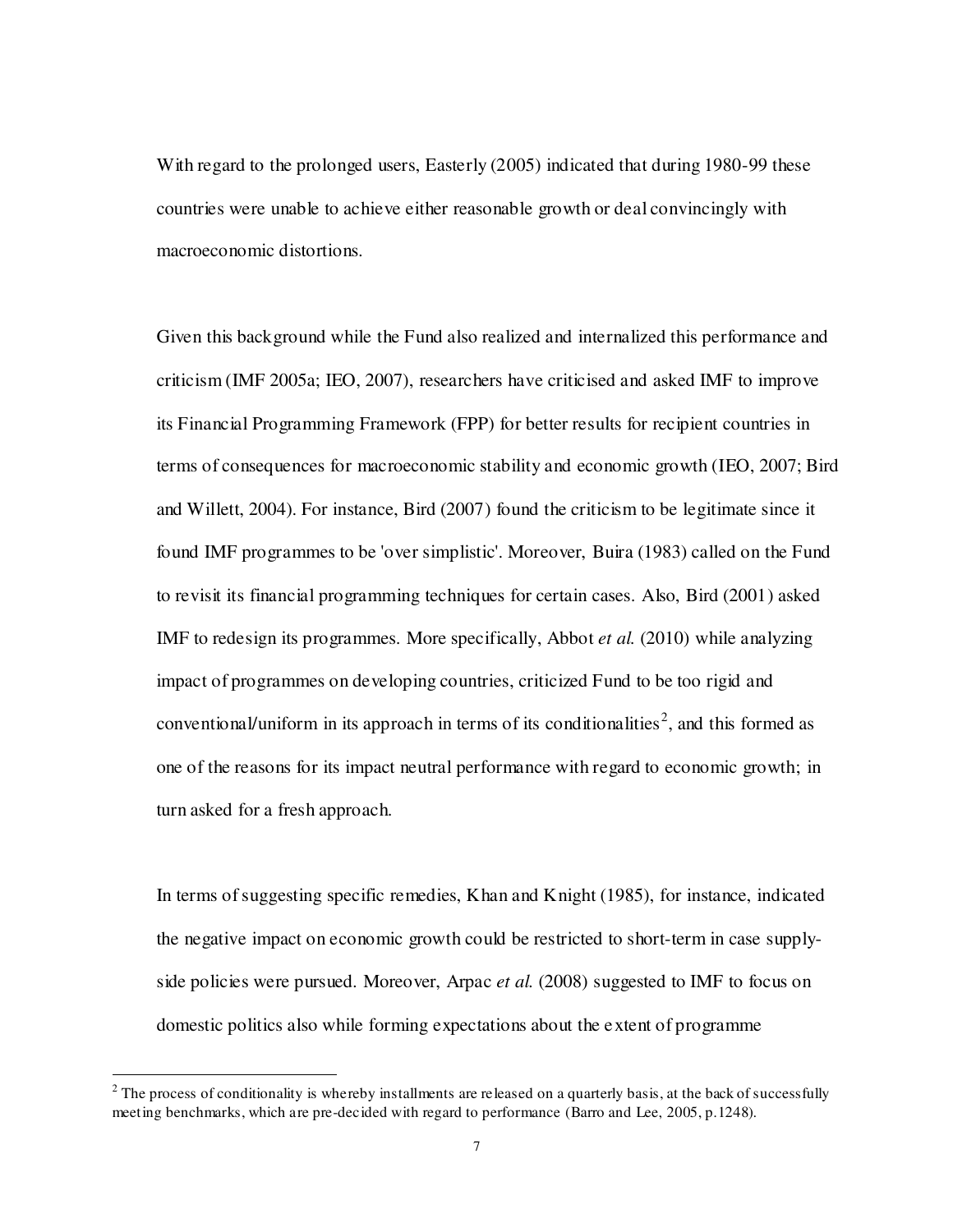With regard to the prolonged users, Easterly (2005) indicated that during 1980-99 these countries were unable to achieve either reasonable growth or deal convincingly with macroeconomic distortions.

Given this background while the Fund also realized and internalized this performance and criticism (IMF 2005a; IEO, 2007), researchers have criticised and asked IMF to improve its Financial Programming Framework (FPP) for better results for recipient countries in terms of consequences for macroeconomic stability and economic growth (IEO, 2007; Bird and Willett, 2004). For instance, Bird (2007) found the criticism to be legitimate since it found IMF programmes to be 'over simplistic'. Moreover, Buira (1983) called on the Fund to revisit its financial programming techniques for certain cases. Also, Bird (2001) asked IMF to redesign its programmes. More specifically, Abbot *et al.* (2010) while analyzing impact of programmes on developing countries, criticized Fund to be too rigid and conventional/uniform in its approach in terms of its conditionalities[2], and this formed as one of the reasons for its impact neutral performance with regard to economic growth; in turn asked for a fresh approach.

In terms of suggesting specific remedies, Khan and Knight (1985), for instance, indicated the negative impact on economic growth could be restricted to short-term in case supply-side policies were pursued. Moreover, Arpac *et al.* (2008) suggested to IMF to focus on domestic politics also while forming expectations about the extent of programme

[2] The process of conditionality is whereby installments are released on a quarterly basis, at the back of successfully meeting benchmarks, which are pre-decided with regard to performance (Barro and Lee, 2005, p.1248).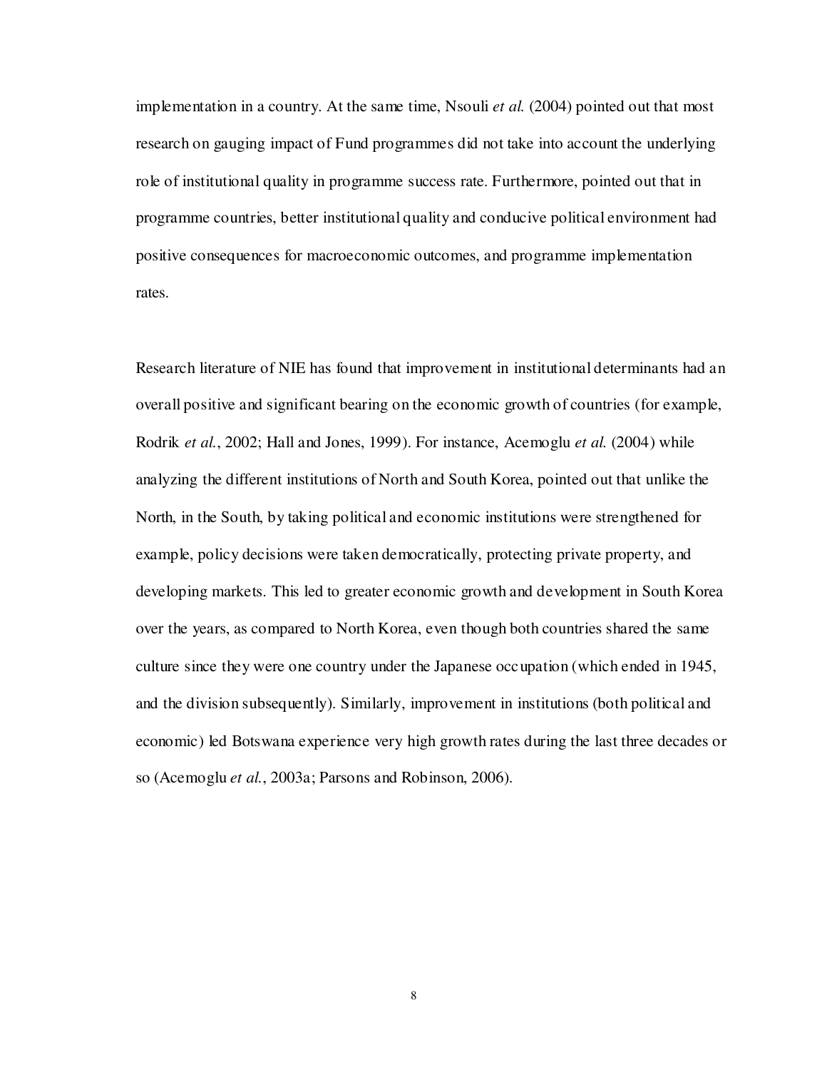implementation in a country. At the same time, Nsouli *et al.* (2004) pointed out that most research on gauging impact of Fund programmes did not take into account the underlying role of institutional quality in programme success rate. Furthermore, pointed out that in programme countries, better institutional quality and conducive political environment had positive consequences for macroeconomic outcomes, and programme implementation rates.

Research literature of NIE has found that improvement in institutional determinants had an overall positive and significant bearing on the economic growth of countries (for example, Rodrik *et al.*, 2002; Hall and Jones, 1999). For instance, Acemoglu *et al.* (2004) while analyzing the different institutions of North and South Korea, pointed out that unlike the North, in the South, by taking political and economic institutions were strengthened for example, policy decisions were taken democratically, protecting private property, and developing markets. This led to greater economic growth and development in South Korea over the years, as compared to North Korea, even though both countries shared the same culture since they were one country under the Japanese occupation (which ended in 1945, and the division subsequently). Similarly, improvement in institutions (both political and economic) led Botswana experience very high growth rates during the last three decades or so (Acemoglu *et al.*, 2003a; Parsons and Robinson, 2006).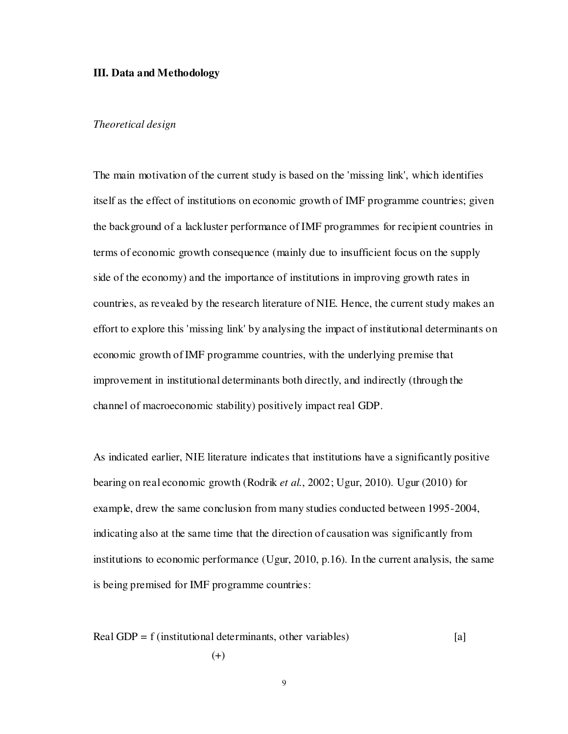## III. Data and Methodology

*Theoretical design*

The main motivation of the current study is based on the 'missing link', which identifies itself as the effect of institutions on economic growth of IMF programme countries; given the background of a lackluster performance of IMF programmes for recipient countries in terms of economic growth consequence (mainly due to insufficient focus on the supply side of the economy) and the importance of institutions in improving growth rates in countries, as revealed by the research literature of NIE. Hence, the current study makes an effort to explore this 'missing link' by analysing the impact of institutional determinants on economic growth of IMF programme countries, with the underlying premise that improvement in institutional determinants both directly, and indirectly (through the channel of macroeconomic stability) positively impact real GDP.

As indicated earlier, NIE literature indicates that institutions have a significantly positive bearing on real economic growth (Rodrik *et al.*, 2002; Ugur, 2010). Ugur (2010) for example, drew the same conclusion from many studies conducted between 1995-2004, indicating also at the same time that the direction of causation was significantly from institutions to economic performance (Ugur, 2010, p.16). In the current analysis, the same is being premised for IMF programme countries:

$$\text{Real GDP} = f(\underset{(+)}{\text{institutional determinants}}, \text{other variables}) \qquad [a]$$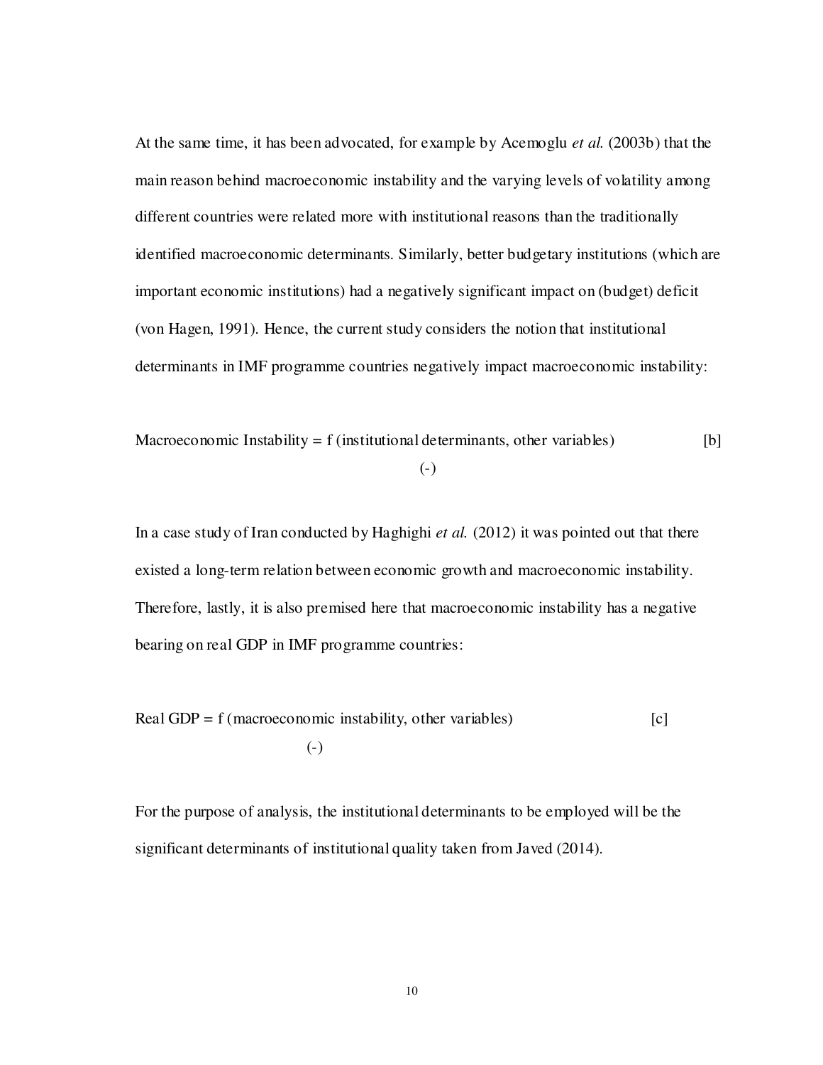At the same time, it has been advocated, for example by Acemoglu *et al.* (2003b) that the main reason behind macroeconomic instability and the varying levels of volatility among different countries were related more with institutional reasons than the traditionally identified macroeconomic determinants. Similarly, better budgetary institutions (which are important economic institutions) had a negatively significant impact on (budget) deficit (von Hagen, 1991). Hence, the current study considers the notion that institutional determinants in IMF programme countries negatively impact macroeconomic instability:

$$\text{Macroeconomic Instability} = f\,(\underset{(-)}{\text{institutional determinants}},\ \text{other variables}) \qquad [b]$$

In a case study of Iran conducted by Haghighi *et al.* (2012) it was pointed out that there existed a long-term relation between economic growth and macroeconomic instability. Therefore, lastly, it is also premised here that macroeconomic instability has a negative bearing on real GDP in IMF programme countries:

$$\text{Real GDP} = f\,(\underset{(-)}{\text{macroeconomic instability}},\ \text{other variables}) \qquad [c]$$

For the purpose of analysis, the institutional determinants to be employed will be the significant determinants of institutional quality taken from Javed (2014).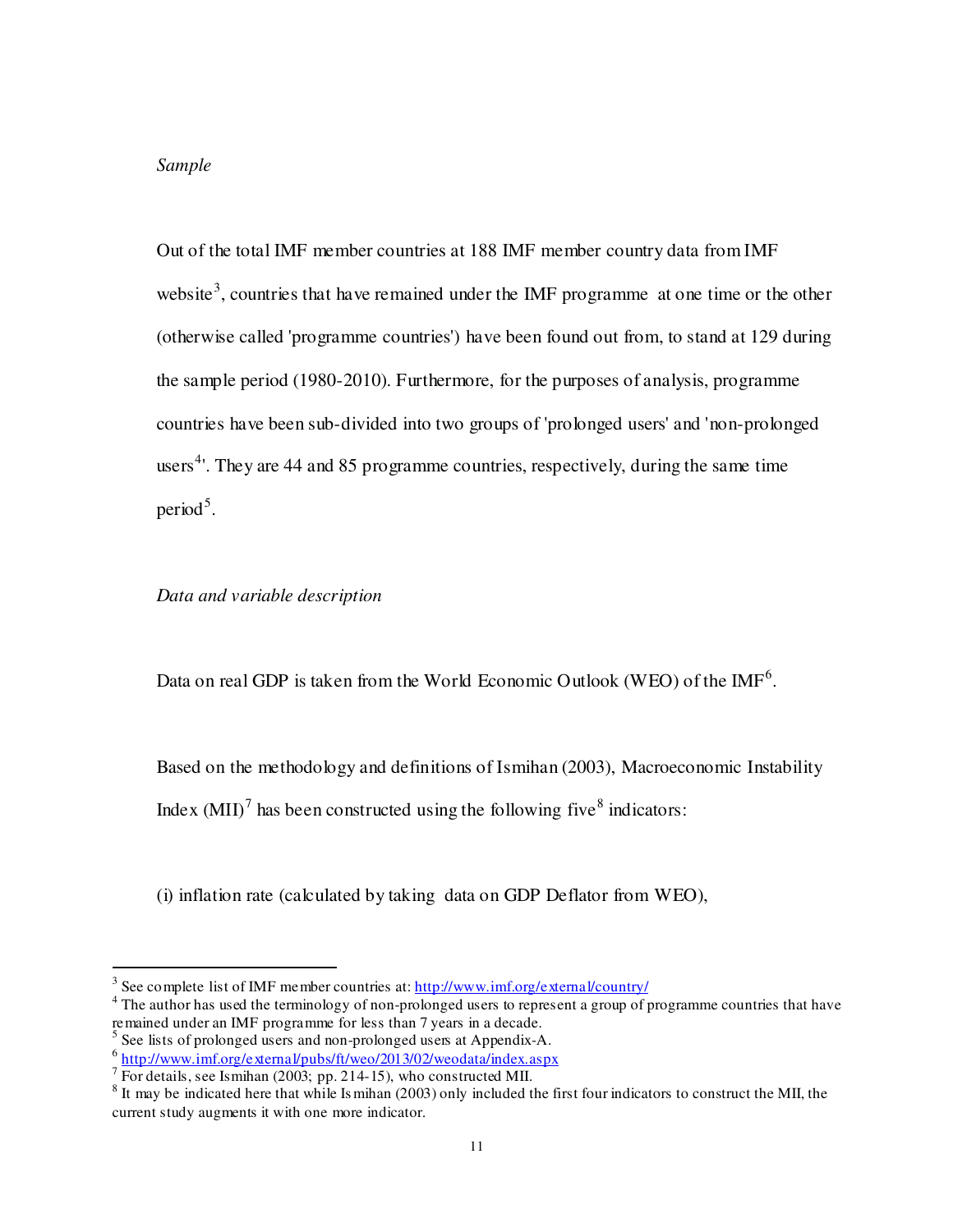*Sample*

Out of the total IMF member countries at 188 IMF member country data from IMF website[3], countries that have remained under the IMF programme at one time or the other (otherwise called 'programme countries') have been found out from, to stand at 129 during the sample period (1980-2010). Furthermore, for the purposes of analysis, programme countries have been sub-divided into two groups of 'prolonged users' and 'non-prolonged users[4]'. They are 44 and 85 programme countries, respectively, during the same time period[5].

*Data and variable description*

Data on real GDP is taken from the World Economic Outlook (WEO) of the IMF[6].

Based on the methodology and definitions of Ismihan (2003), Macroeconomic Instability Index (MII)[7] has been constructed using the following five[8] indicators:

(i) inflation rate (calculated by taking data on GDP Deflator from WEO),

---

[3] See complete list of IMF member countries at: http://www.imf.org/external/country/

[4] The author has used the terminology of non-prolonged users to represent a group of programme countries that have remained under an IMF programme for less than 7 years in a decade.

[5] See lists of prolonged users and non-prolonged users at Appendix-A.

[6] http://www.imf.org/external/pubs/ft/weo/2013/02/weodata/index.aspx

[7] For details, see Ismihan (2003; pp. 214-15), who constructed MII.

[8] It may be indicated here that while Ismihan (2003) only included the first four indicators to construct the MII, the current study augments it with one more indicator.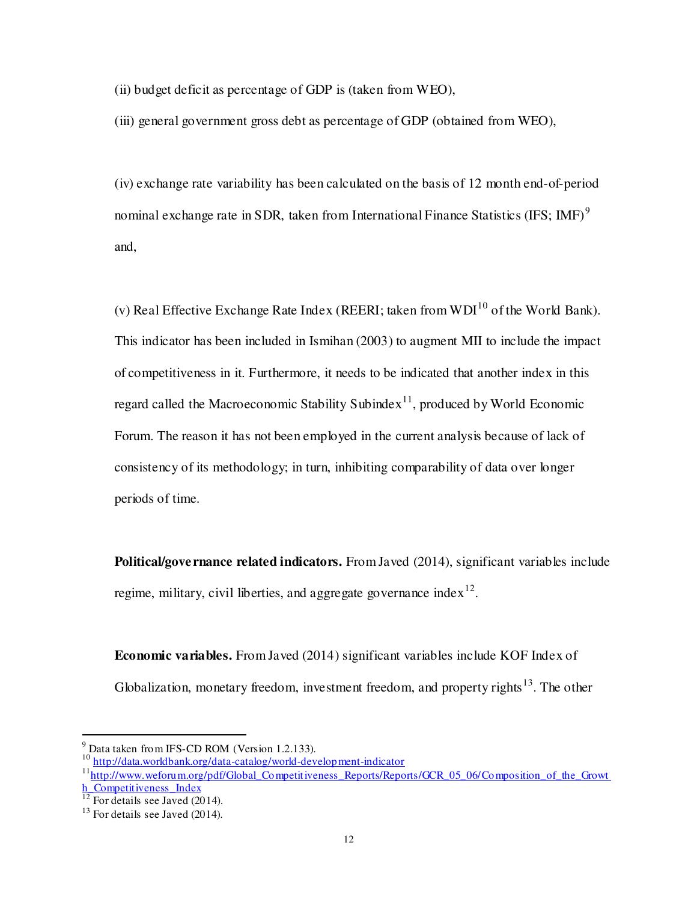(ii) budget deficit as percentage of GDP is (taken from WEO),

(iii) general government gross debt as percentage of GDP (obtained from WEO),

(iv) exchange rate variability has been calculated on the basis of 12 month end-of-period nominal exchange rate in SDR, taken from International Finance Statistics (IFS; IMF)[9] and,

(v) Real Effective Exchange Rate Index (REERI; taken from WDI[10] of the World Bank). This indicator has been included in Ismihan (2003) to augment MII to include the impact of competitiveness in it. Furthermore, it needs to be indicated that another index in this regard called the Macroeconomic Stability Subindex[11], produced by World Economic Forum. The reason it has not been employed in the current analysis because of lack of consistency of its methodology; in turn, inhibiting comparability of data over longer periods of time.

**Political/governance related indicators.** From Javed (2014), significant variables include regime, military, civil liberties, and aggregate governance index[12].

**Economic variables.** From Javed (2014) significant variables include KOF Index of Globalization, monetary freedom, investment freedom, and property rights[13]. The other

---

[9] Data taken from IFS-CD ROM (Version 1.2.133).

[10] http://data.worldbank.org/data-catalog/world-development-indicator

[11] http://www.weforum.org/pdf/Global_Competitiveness_Reports/Reports/GCR_05_06/Composition_of_the_Growth_Competitiveness_Index

[12] For details see Javed (2014).

[13] For details see Javed (2014).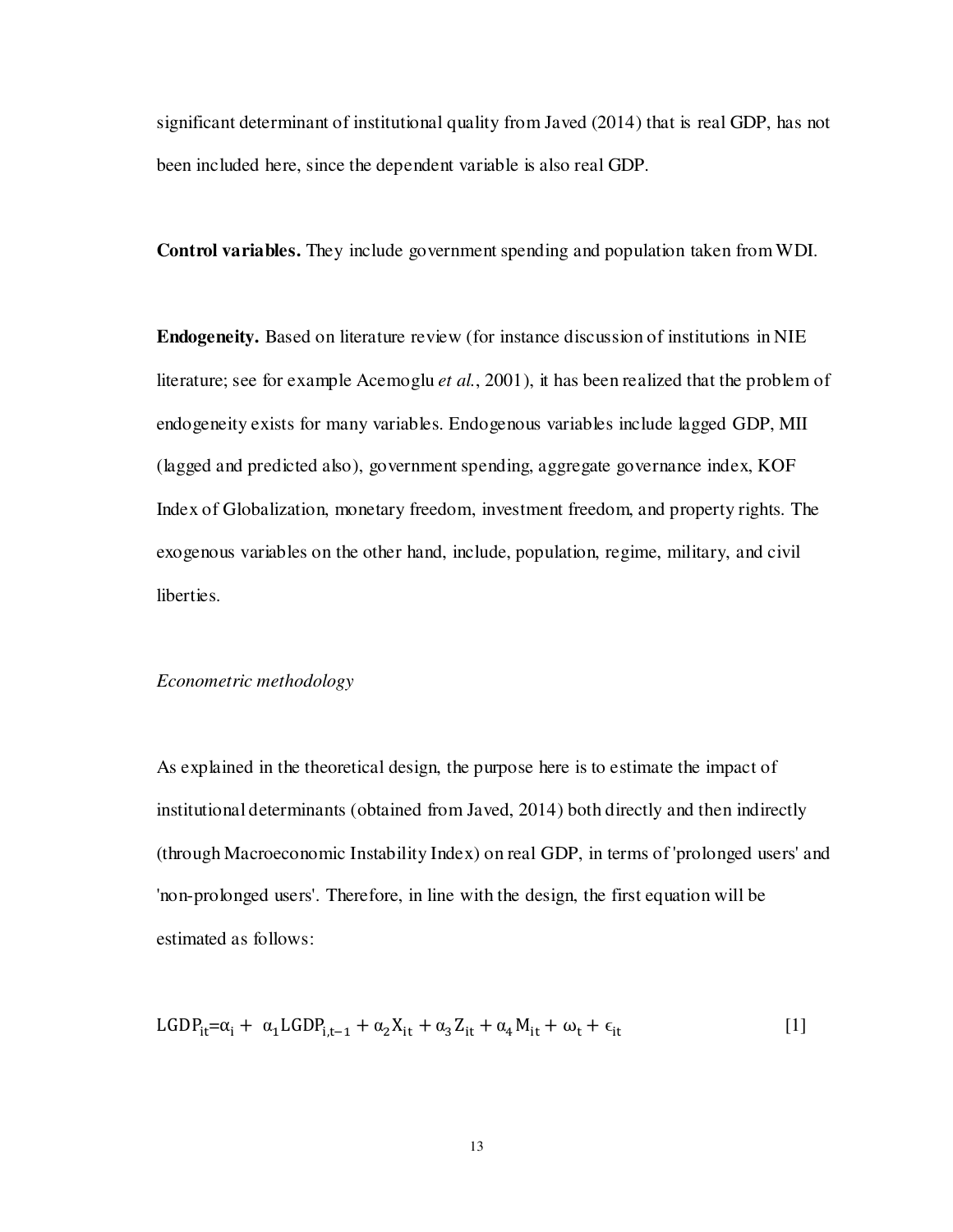significant determinant of institutional quality from Javed (2014) that is real GDP, has not been included here, since the dependent variable is also real GDP.

**Control variables.** They include government spending and population taken from WDI.

**Endogeneity.** Based on literature review (for instance discussion of institutions in NIE literature; see for example Acemoglu *et al.*, 2001), it has been realized that the problem of endogeneity exists for many variables. Endogenous variables include lagged GDP, MII (lagged and predicted also), government spending, aggregate governance index, KOF Index of Globalization, monetary freedom, investment freedom, and property rights. The exogenous variables on the other hand, include, population, regime, military, and civil liberties.

*Econometric methodology*

As explained in the theoretical design, the purpose here is to estimate the impact of institutional determinants (obtained from Javed, 2014) both directly and then indirectly (through Macroeconomic Instability Index) on real GDP, in terms of 'prolonged users' and 'non-prolonged users'. Therefore, in line with the design, the first equation will be estimated as follows:

$$\mathrm{LGDP}_{it} = \alpha_i + \alpha_1 \mathrm{LGDP}_{i,t-1} + \alpha_2 \mathrm{X}_{it} + \alpha_3 \mathrm{Z}_{it} + \alpha_4 \mathrm{M}_{it} + \omega_t + \epsilon_{it} \qquad [1]$$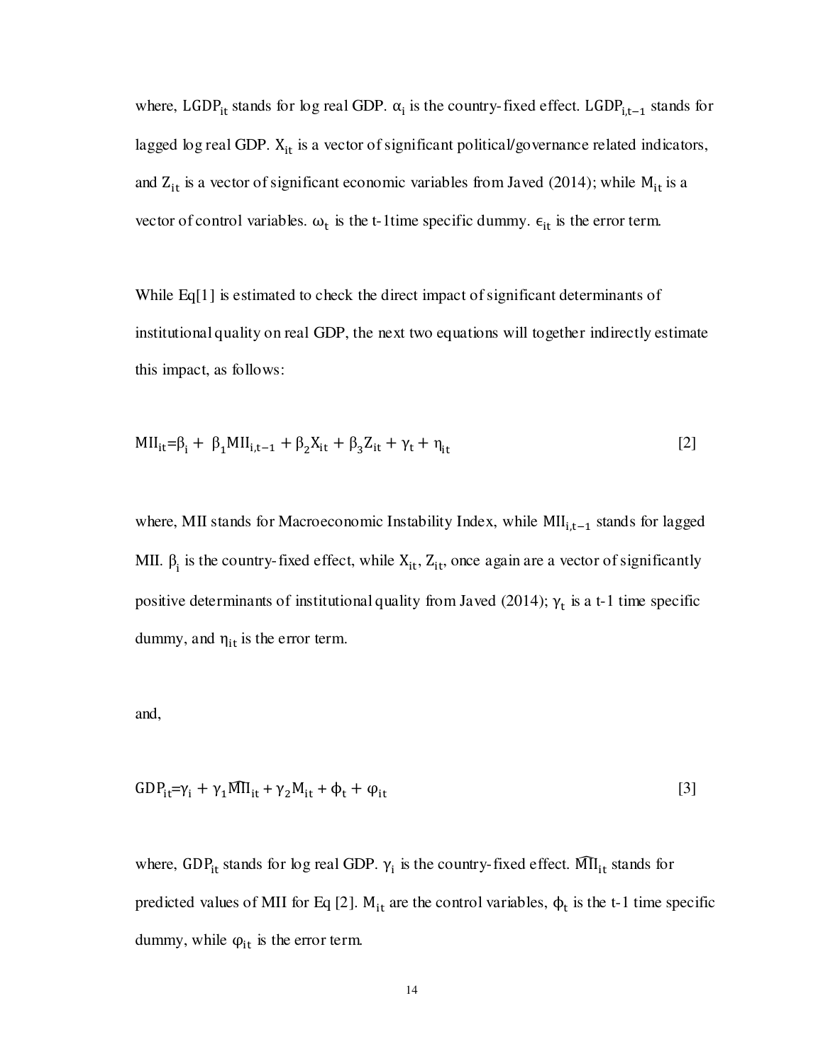where, $\text{LGDP}_{it}$ stands for log real GDP. $\alpha_i$ is the country-fixed effect. $\text{LGDP}_{i,t-1}$ stands for lagged log real GDP. $X_{it}$ is a vector of significant political/governance related indicators, and $Z_{it}$ is a vector of significant economic variables from Javed (2014); while $M_{it}$ is a vector of control variables. $\omega_t$ is the t-1time specific dummy. $\epsilon_{it}$ is the error term.

While Eq[1] is estimated to check the direct impact of significant determinants of institutional quality on real GDP, the next two equations will together indirectly estimate this impact, as follows:

$$\text{MII}_{it}=\beta_i + \beta_1\text{MII}_{i,t-1} + \beta_2 X_{it} + \beta_3 Z_{it} + \gamma_t + \eta_{it} \qquad [2]$$

where, MII stands for Macroeconomic Instability Index, while $\text{MII}_{i,t-1}$ stands for lagged MII. $\beta_i$ is the country-fixed effect, while $X_{it}$, $Z_{it}$, once again are a vector of significantly positive determinants of institutional quality from Javed (2014); $\gamma_t$ is a t-1 time specific dummy, and $\eta_{it}$ is the error term.

and,

$$\text{GDP}_{it}=\gamma_i + \gamma_1\widehat{\text{MII}}_{it} + \gamma_2 M_{it} + \phi_t + \varphi_{it} \qquad [3]$$

where, $\text{GDP}_{it}$ stands for log real GDP. $\gamma_i$ is the country-fixed effect. $\widehat{\text{MII}}_{it}$ stands for predicted values of MII for Eq [2]. $M_{it}$ are the control variables, $\phi_t$ is the t-1 time specific dummy, while $\varphi_{it}$ is the error term.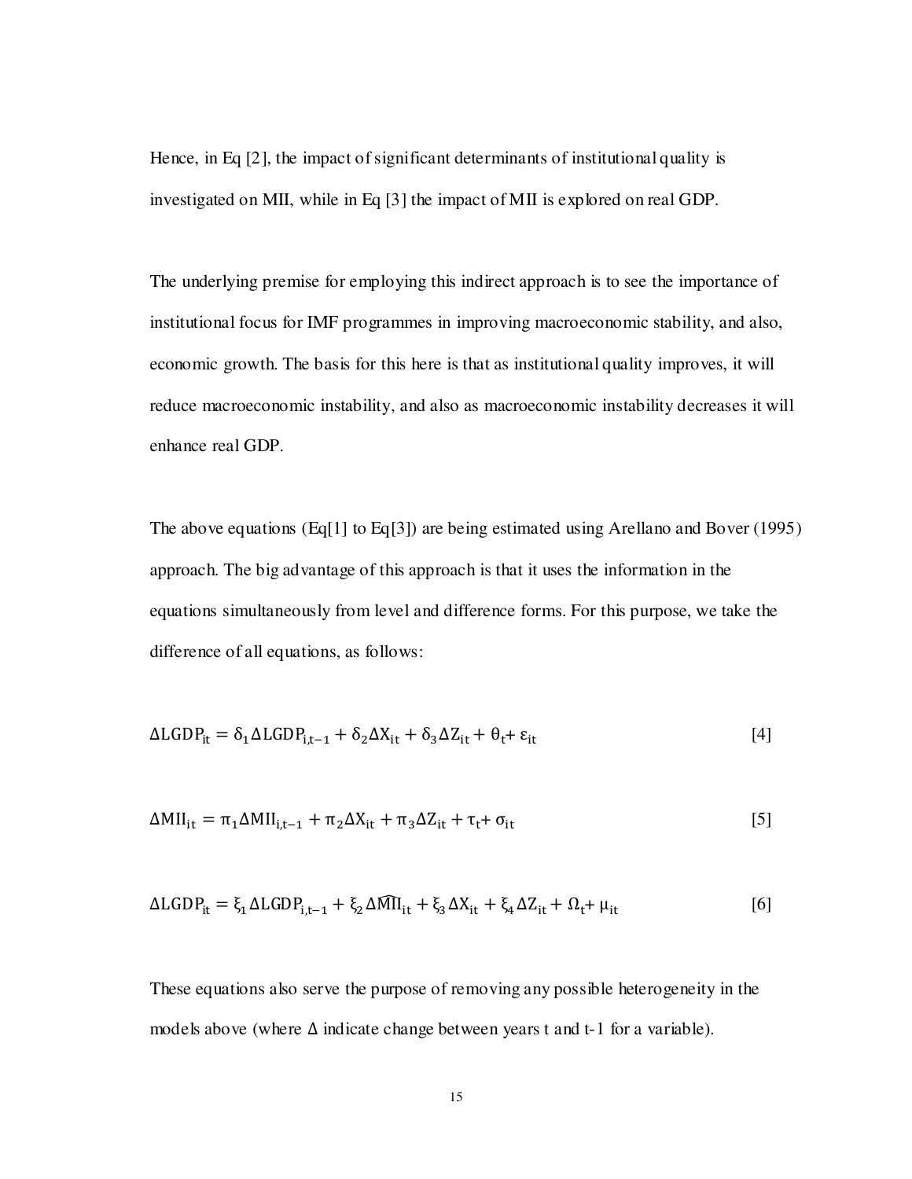Hence, in Eq [2], the impact of significant determinants of institutional quality is investigated on MII, while in Eq [3] the impact of MII is explored on real GDP.

The underlying premise for employing this indirect approach is to see the importance of institutional focus for IMF programmes in improving macroeconomic stability, and also, economic growth. The basis for this here is that as institutional quality improves, it will reduce macroeconomic instability, and also as macroeconomic instability decreases it will enhance real GDP.

The above equations (Eq[1] to Eq[3]) are being estimated using Arellano and Bover (1995) approach. The big advantage of this approach is that it uses the information in the equations simultaneously from level and difference forms. For this purpose, we take the difference of all equations, as follows:

$$\Delta \mathrm{LGDP}_{it} = \delta_1 \Delta \mathrm{LGDP}_{i,t-1} + \delta_2 \Delta \mathrm{X}_{it} + \delta_3 \Delta \mathrm{Z}_{it} + \theta_t + \varepsilon_{it} \quad [4]$$

$$\Delta \mathrm{MII}_{it} = \pi_1 \Delta \mathrm{MII}_{i,t-1} + \pi_2 \Delta \mathrm{X}_{it} + \pi_3 \Delta \mathrm{Z}_{it} + \tau_t + \sigma_{it} \quad [5]$$

$$\Delta \mathrm{LGDP}_{it} = \xi_1 \Delta \mathrm{LGDP}_{i,t-1} + \xi_2 \Delta \widehat{\mathrm{MII}}_{it} + \xi_3 \Delta \mathrm{X}_{it} + \xi_4 \Delta \mathrm{Z}_{it} + \Omega_t + \mu_{it} \quad [6]$$

These equations also serve the purpose of removing any possible heterogeneity in the models above (where $\Delta$ indicate change between years t and t-1 for a variable).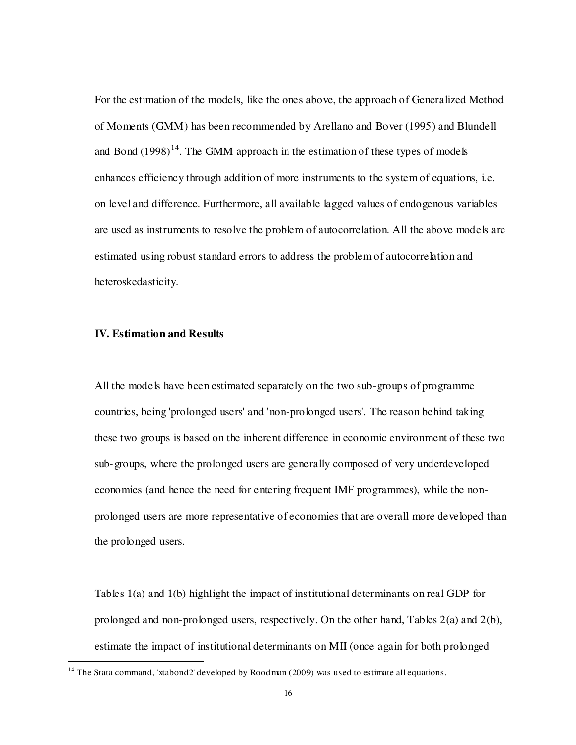For the estimation of the models, like the ones above, the approach of Generalized Method of Moments (GMM) has been recommended by Arellano and Bover (1995) and Blundell and Bond (1998)[14]. The GMM approach in the estimation of these types of models enhances efficiency through addition of more instruments to the system of equations, i.e. on level and difference. Furthermore, all available lagged values of endogenous variables are used as instruments to resolve the problem of autocorrelation. All the above models are estimated using robust standard errors to address the problem of autocorrelation and heteroskedasticity.

## IV. Estimation and Results

All the models have been estimated separately on the two sub-groups of programme countries, being 'prolonged users' and 'non-prolonged users'. The reason behind taking these two groups is based on the inherent difference in economic environment of these two sub-groups, where the prolonged users are generally composed of very underdeveloped economies (and hence the need for entering frequent IMF programmes), while the non-prolonged users are more representative of economies that are overall more developed than the prolonged users.

Tables 1(a) and 1(b) highlight the impact of institutional determinants on real GDP for prolonged and non-prolonged users, respectively. On the other hand, Tables 2(a) and 2(b), estimate the impact of institutional determinants on MII (once again for both prolonged

[14] The Stata command, 'xtabond2' developed by Roodman (2009) was used to estimate all equations.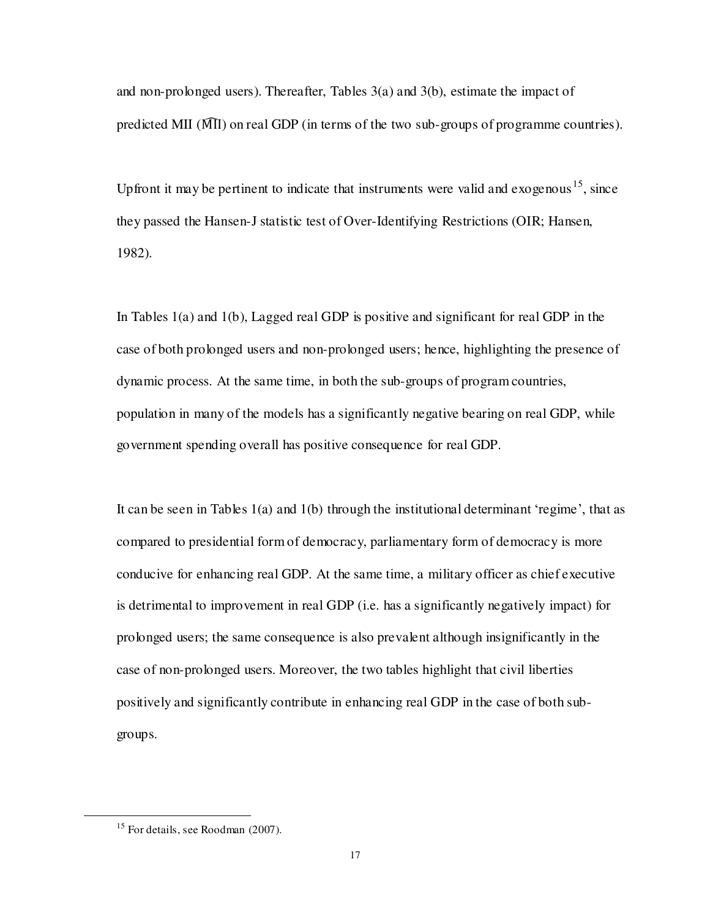and non-prolonged users). Thereafter, Tables 3(a) and 3(b), estimate the impact of predicted MII ($\widehat{\text{MII}}$) on real GDP (in terms of the two sub-groups of programme countries).

Upfront it may be pertinent to indicate that instruments were valid and exogenous[15], since they passed the Hansen-J statistic test of Over-Identifying Restrictions (OIR; Hansen, 1982).

In Tables 1(a) and 1(b), Lagged real GDP is positive and significant for real GDP in the case of both prolonged users and non-prolonged users; hence, highlighting the presence of dynamic process. At the same time, in both the sub-groups of program countries, population in many of the models has a significantly negative bearing on real GDP, while government spending overall has positive consequence for real GDP.

It can be seen in Tables 1(a) and 1(b) through the institutional determinant 'regime', that as compared to presidential form of democracy, parliamentary form of democracy is more conducive for enhancing real GDP. At the same time, a military officer as chief executive is detrimental to improvement in real GDP (i.e. has a significantly negatively impact) for prolonged users; the same consequence is also prevalent although insignificantly in the case of non-prolonged users. Moreover, the two tables highlight that civil liberties positively and significantly contribute in enhancing real GDP in the case of both sub-groups.

---

[15] For details, see Roodman (2007).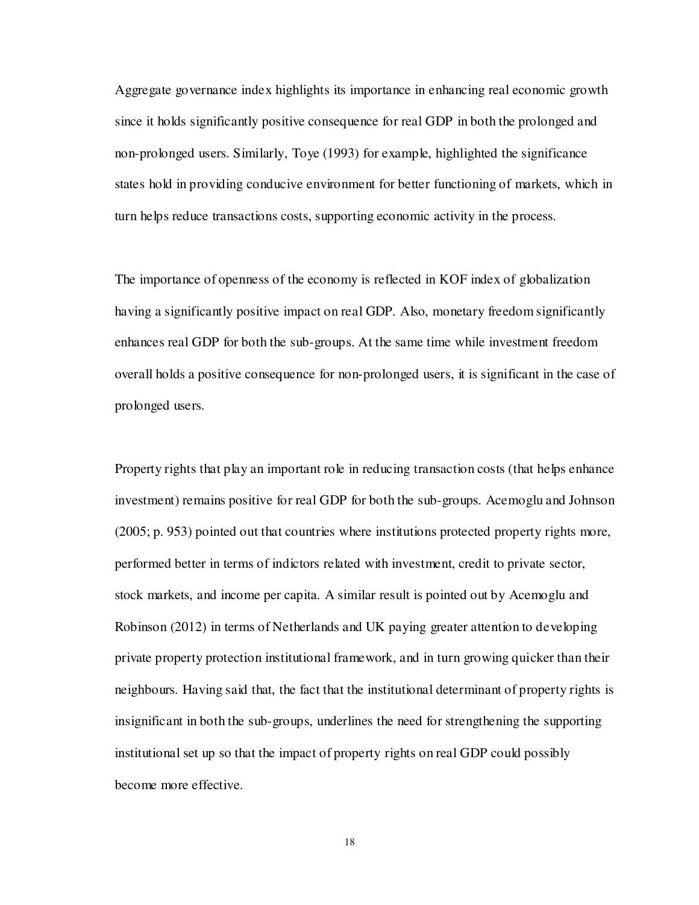Aggregate governance index highlights its importance in enhancing real economic growth since it holds significantly positive consequence for real GDP in both the prolonged and non-prolonged users. Similarly, Toye (1993) for example, highlighted the significance states hold in providing conducive environment for better functioning of markets, which in turn helps reduce transactions costs, supporting economic activity in the process.

The importance of openness of the economy is reflected in KOF index of globalization having a significantly positive impact on real GDP. Also, monetary freedom significantly enhances real GDP for both the sub-groups. At the same time while investment freedom overall holds a positive consequence for non-prolonged users, it is significant in the case of prolonged users.

Property rights that play an important role in reducing transaction costs (that helps enhance investment) remains positive for real GDP for both the sub-groups. Acemoglu and Johnson (2005; p. 953) pointed out that countries where institutions protected property rights more, performed better in terms of indictors related with investment, credit to private sector, stock markets, and income per capita. A similar result is pointed out by Acemoglu and Robinson (2012) in terms of Netherlands and UK paying greater attention to developing private property protection institutional framework, and in turn growing quicker than their neighbours. Having said that, the fact that the institutional determinant of property rights is insignificant in both the sub-groups, underlines the need for strengthening the supporting institutional set up so that the impact of property rights on real GDP could possibly become more effective.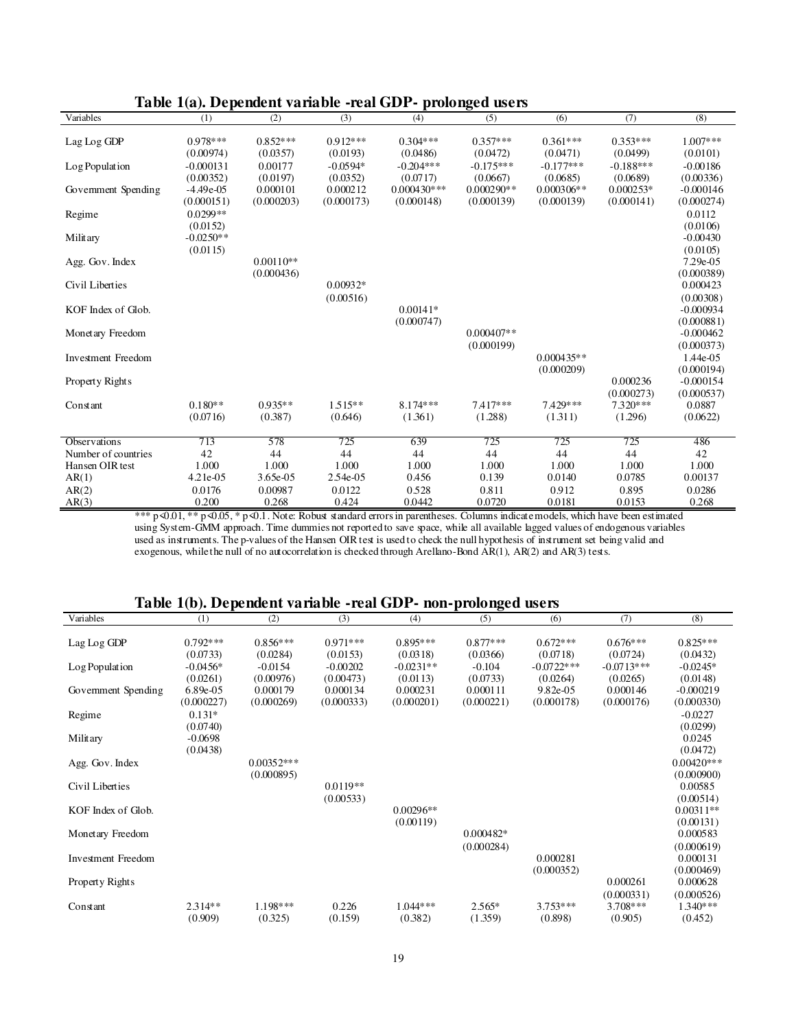### Table 1(a). Dependent variable -real GDP- prolonged users

| Variables | (1) | (2) | (3) | (4) | (5) | (6) | (7) | (8) |
|---|---|---|---|---|---|---|---|---|
| Lag Log GDP | 0.978*** | 0.852*** | 0.912*** | 0.304*** | 0.357*** | 0.361*** | 0.353*** | 1.007*** |
| | (0.00974) | (0.0357) | (0.0193) | (0.0486) | (0.0472) | (0.0471) | (0.0499) | (0.0101) |
| Log Population | -0.000131 | 0.00177 | -0.0594* | -0.204*** | -0.175*** | -0.177*** | -0.188*** | -0.00186 |
| | (0.00352) | (0.0197) | (0.0352) | (0.0717) | (0.0667) | (0.0685) | (0.0689) | (0.00336) |
| Government Spending | -4.49e-05 | 0.000101 | 0.000212 | 0.000430*** | 0.000290** | 0.000306** | 0.000253* | -0.000146 |
| | (0.000151) | (0.000203) | (0.000173) | (0.000148) | (0.000139) | (0.000139) | (0.000141) | (0.000274) |
| Regime | 0.0299** | | | | | | | 0.0112 |
| | (0.0152) | | | | | | | (0.0106) |
| Military | -0.0250** | | | | | | | -0.00430 |
| | (0.0115) | | | | | | | (0.0105) |
| Agg. Gov. Index | | 0.00110** | | | | | | 7.29e-05 |
| | | (0.000436) | | | | | | (0.000389) |
| Civil Liberties | | | 0.00932* | | | | | 0.000423 |
| | | | (0.00516) | | | | | (0.00308) |
| KOF Index of Glob. | | | | 0.00141* | | | | -0.000934 |
| | | | | (0.000747) | | | | (0.000881) |
| Monetary Freedom | | | | | 0.000407** | | | -0.000462 |
| | | | | | (0.000199) | | | (0.000373) |
| Investment Freedom | | | | | | 0.000435** | | 1.44e-05 |
| | | | | | | (0.000209) | | (0.000194) |
| Property Rights | | | | | | | 0.000236 | -0.000154 |
| | | | | | | | (0.000273) | (0.000537) |
| Constant | 0.180** | 0.935** | 1.515** | 8.174*** | 7.417*** | 7.429*** | 7.320*** | 0.0887 |
| | (0.0716) | (0.387) | (0.646) | (1.361) | (1.288) | (1.311) | (1.296) | (0.0622) |
| Observations | 713 | 578 | 725 | 639 | 725 | 725 | 725 | 486 |
| Number of countries | 42 | 44 | 44 | 44 | 44 | 44 | 44 | 42 |
| Hansen OIR test | 1.000 | 1.000 | 1.000 | 1.000 | 1.000 | 1.000 | 1.000 | 1.000 |
| AR(1) | 4.21e-05 | 3.65e-05 | 2.54e-05 | 0.456 | 0.139 | 0.0140 | 0.0785 | 0.00137 |
| AR(2) | 0.0176 | 0.00987 | 0.0122 | 0.528 | 0.811 | 0.912 | 0.895 | 0.0286 |
| AR(3) | 0.200 | 0.268 | 0.424 | 0.0442 | 0.0720 | 0.0181 | 0.0153 | 0.268 |

*** p<0.01, ** p<0.05, * p<0.1. Note: Robust standard errors in parentheses. Columns indicate models, which have been estimated using System-GMM approach. Time dummies not reported to save space, while all available lagged values of endogenous variables used as instruments. The p-values of the Hansen OIR test is used to check the null hypothesis of instrument set being valid and exogenous, while the null of no autocorrelation is checked through Arellano-Bond AR(1), AR(2) and AR(3) tests.

### Table 1(b). Dependent variable -real GDP- non-prolonged users

| Variables | (1) | (2) | (3) | (4) | (5) | (6) | (7) | (8) |
|---|---|---|---|---|---|---|---|---|
| Lag Log GDP | 0.792*** | 0.856*** | 0.971*** | 0.895*** | 0.877*** | 0.672*** | 0.676*** | 0.825*** |
| | (0.0733) | (0.0284) | (0.0153) | (0.0318) | (0.0366) | (0.0718) | (0.0724) | (0.0432) |
| Log Population | -0.0456* | -0.0154 | -0.00202 | -0.0231** | -0.104 | -0.0722*** | -0.0713*** | -0.0245* |
| | (0.0261) | (0.00976) | (0.00473) | (0.0113) | (0.0733) | (0.0264) | (0.0265) | (0.0148) |
| Government Spending | 6.89e-05 | 0.000179 | 0.000134 | 0.000231 | 0.000111 | 9.82e-05 | 0.000146 | -0.000219 |
| | (0.000227) | (0.000269) | (0.000333) | (0.000201) | (0.000221) | (0.000178) | (0.000176) | (0.000330) |
| Regime | 0.131* | | | | | | | -0.0227 |
| | (0.0740) | | | | | | | (0.0299) |
| Military | -0.0698 | | | | | | | 0.0245 |
| | (0.0438) | | | | | | | (0.0472) |
| Agg. Gov. Index | | 0.00352*** | | | | | | 0.00420*** |
| | | (0.000895) | | | | | | (0.000900) |
| Civil Liberties | | | 0.0119** | | | | | 0.00585 |
| | | | (0.00533) | | | | | (0.00514) |
| KOF Index of Glob. | | | | 0.00296** | | | | 0.00311** |
| | | | | (0.00119) | | | | (0.00131) |
| Monetary Freedom | | | | | 0.000482* | | | 0.000583 |
| | | | | | (0.000284) | | | (0.000619) |
| Investment Freedom | | | | | | 0.000281 | | 0.000131 |
| | | | | | | (0.000352) | | (0.000469) |
| Property Rights | | | | | | | 0.000261 | 0.000628 |
| | | | | | | | (0.000331) | (0.000526) |
| Constant | 2.314** | 1.198*** | 0.226 | 1.044*** | 2.565* | 3.753*** | 3.708*** | 1.340*** |
| | (0.909) | (0.325) | (0.159) | (0.382) | (1.359) | (0.898) | (0.905) | (0.452) |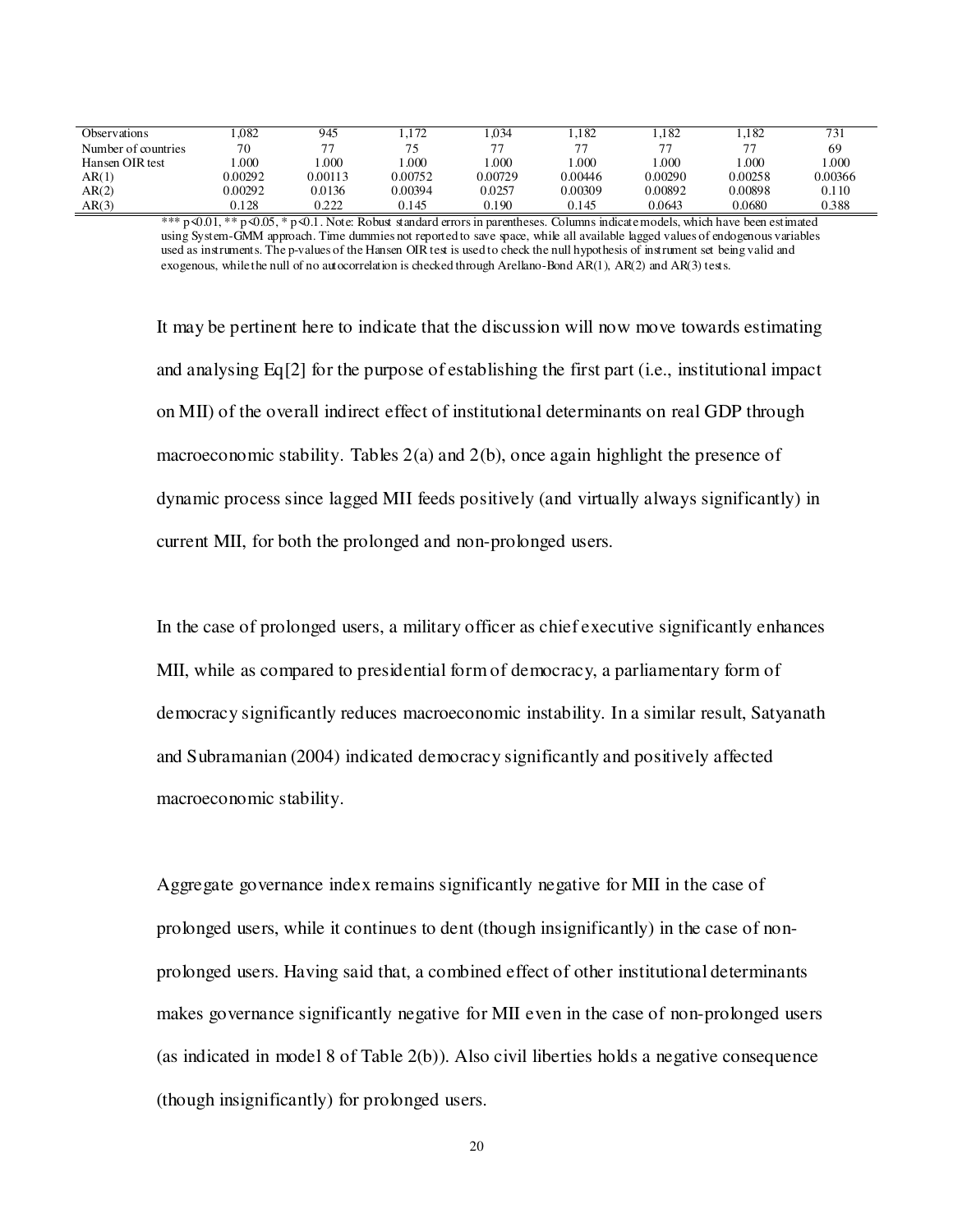| Observations | 1,082 | 945 | 1,172 | 1,034 | 1,182 | 1,182 | 1,182 | 731 |
|---|---|---|---|---|---|---|---|---|
| Number of countries | 70 | 77 | 75 | 77 | 77 | 77 | 77 | 69 |
| Hansen OIR test | 1.000 | 1.000 | 1.000 | 1.000 | 1.000 | 1.000 | 1.000 | 1.000 |
| AR(1) | 0.00292 | 0.00113 | 0.00752 | 0.00729 | 0.00446 | 0.00290 | 0.00258 | 0.00366 |
| AR(2) | 0.00292 | 0.0136 | 0.00394 | 0.0257 | 0.00309 | 0.00892 | 0.00898 | 0.110 |
| AR(3) | 0.128 | 0.222 | 0.145 | 0.190 | 0.145 | 0.0643 | 0.0680 | 0.388 |

*** p<0.01, ** p<0.05, * p<0.1. Note: Robust standard errors in parentheses. Columns indicate models, which have been estimated using System-GMM approach. Time dummies not reported to save space, while all available lagged values of endogenous variables used as instruments. The p-values of the Hansen OIR test is used to check the null hypothesis of instrument set being valid and exogenous, while the null of no autocorrelation is checked through Arellano-Bond AR(1), AR(2) and AR(3) tests.

It may be pertinent here to indicate that the discussion will now move towards estimating and analysing Eq[2] for the purpose of establishing the first part (i.e., institutional impact on MII) of the overall indirect effect of institutional determinants on real GDP through macroeconomic stability. Tables 2(a) and 2(b), once again highlight the presence of dynamic process since lagged MII feeds positively (and virtually always significantly) in current MII, for both the prolonged and non-prolonged users.

In the case of prolonged users, a military officer as chief executive significantly enhances MII, while as compared to presidential form of democracy, a parliamentary form of democracy significantly reduces macroeconomic instability. In a similar result, Satyanath and Subramanian (2004) indicated democracy significantly and positively affected macroeconomic stability.

Aggregate governance index remains significantly negative for MII in the case of prolonged users, while it continues to dent (though insignificantly) in the case of non-prolonged users. Having said that, a combined effect of other institutional determinants makes governance significantly negative for MII even in the case of non-prolonged users (as indicated in model 8 of Table 2(b)). Also civil liberties holds a negative consequence (though insignificantly) for prolonged users.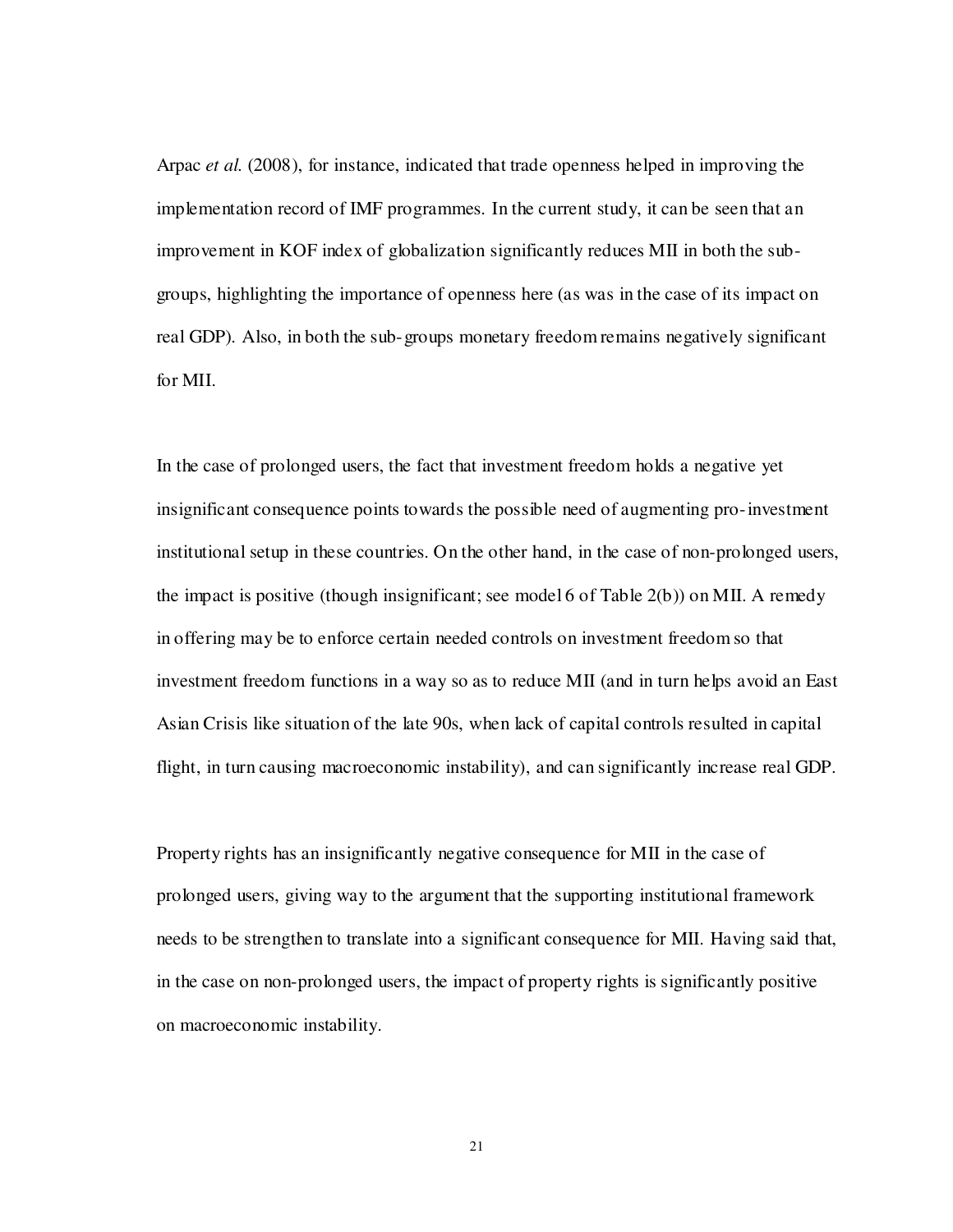Arpac *et al.* (2008), for instance, indicated that trade openness helped in improving the implementation record of IMF programmes. In the current study, it can be seen that an improvement in KOF index of globalization significantly reduces MII in both the sub-groups, highlighting the importance of openness here (as was in the case of its impact on real GDP). Also, in both the sub-groups monetary freedom remains negatively significant for MII.

In the case of prolonged users, the fact that investment freedom holds a negative yet insignificant consequence points towards the possible need of augmenting pro-investment institutional setup in these countries. On the other hand, in the case of non-prolonged users, the impact is positive (though insignificant; see model 6 of Table 2(b)) on MII. A remedy in offering may be to enforce certain needed controls on investment freedom so that investment freedom functions in a way so as to reduce MII (and in turn helps avoid an East Asian Crisis like situation of the late 90s, when lack of capital controls resulted in capital flight, in turn causing macroeconomic instability), and can significantly increase real GDP.

Property rights has an insignificantly negative consequence for MII in the case of prolonged users, giving way to the argument that the supporting institutional framework needs to be strengthen to translate into a significant consequence for MII. Having said that, in the case on non-prolonged users, the impact of property rights is significantly positive on macroeconomic instability.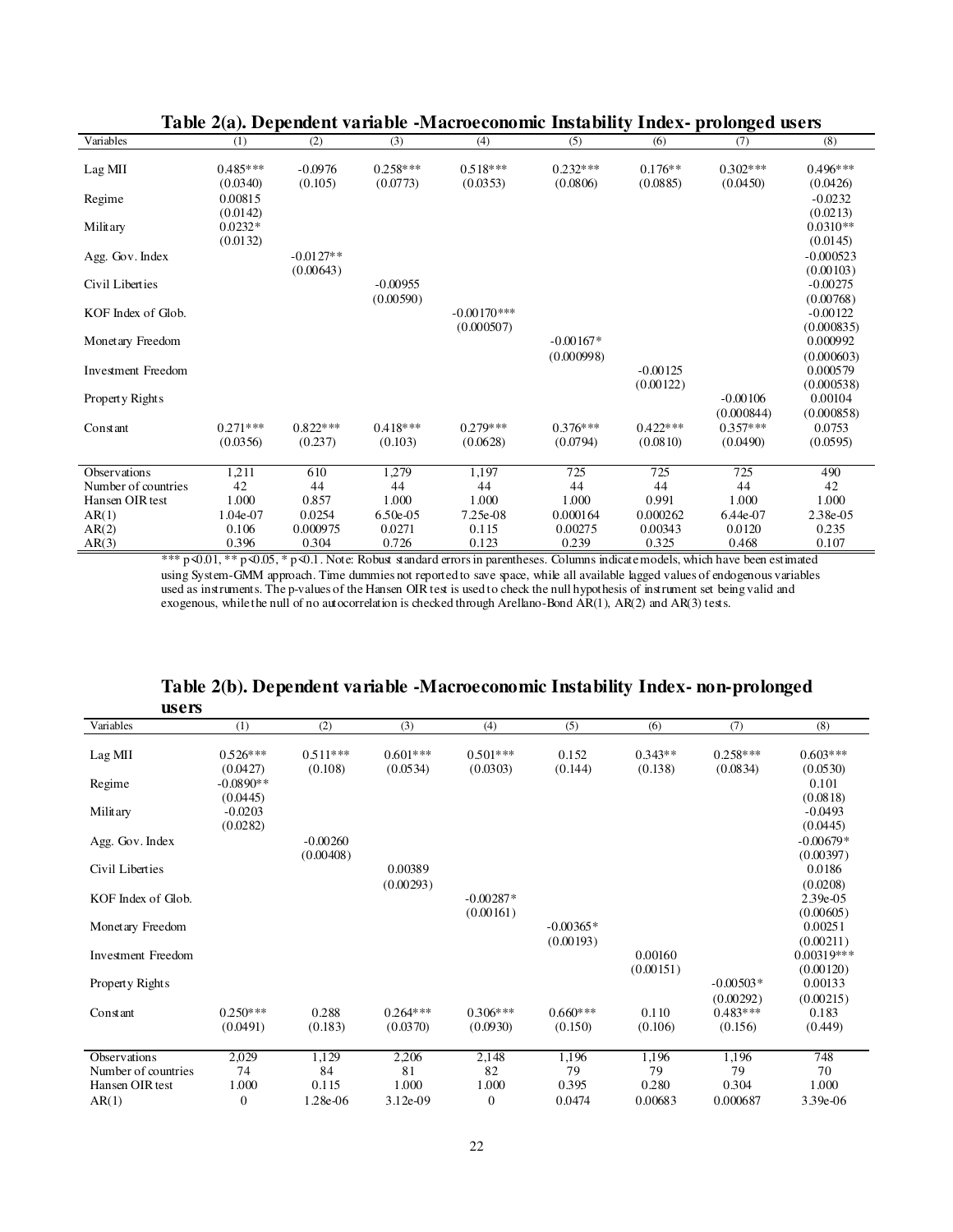**Table 2(a). Dependent variable -Macroeconomic Instability Index- prolonged users**

| Variables | (1) | (2) | (3) | (4) | (5) | (6) | (7) | (8) |
|---|---|---|---|---|---|---|---|---|
| Lag MII | 0.485*** | -0.0976 | 0.258*** | 0.518*** | 0.232*** | 0.176** | 0.302*** | 0.496*** |
| | (0.0340) | (0.105) | (0.0773) | (0.0353) | (0.0806) | (0.0885) | (0.0450) | (0.0426) |
| Regime | 0.00815 | | | | | | | -0.0232 |
| | (0.0142) | | | | | | | (0.0213) |
| Military | 0.0232* | | | | | | | 0.0310** |
| | (0.0132) | | | | | | | (0.0145) |
| Agg. Gov. Index | | -0.0127** | | | | | | -0.000523 |
| | | (0.00643) | | | | | | (0.00103) |
| Civil Liberties | | | -0.00955 | | | | | -0.00275 |
| | | | (0.00590) | | | | | (0.00768) |
| KOF Index of Glob. | | | | -0.00170*** | | | | -0.00122 |
| | | | | (0.000507) | | | | (0.000835) |
| Monetary Freedom | | | | | -0.00167* | | | 0.000992 |
| | | | | | (0.000998) | | | (0.000603) |
| Investment Freedom | | | | | | -0.00125 | | 0.000579 |
| | | | | | | (0.00122) | | (0.000538) |
| Property Rights | | | | | | | -0.00106 | 0.00104 |
| | | | | | | | (0.000844) | (0.000858) |
| Constant | 0.271*** | 0.822*** | 0.418*** | 0.279*** | 0.376*** | 0.422*** | 0.357*** | 0.0753 |
| | (0.0356) | (0.237) | (0.103) | (0.0628) | (0.0794) | (0.0810) | (0.0490) | (0.0595) |
| Observations | 1,211 | 610 | 1,279 | 1,197 | 725 | 725 | 725 | 490 |
| Number of countries | 42 | 44 | 44 | 44 | 44 | 44 | 44 | 42 |
| Hansen OIR test | 1.000 | 0.857 | 1.000 | 1.000 | 1.000 | 0.991 | 1.000 | 1.000 |
| AR(1) | 1.04e-07 | 0.0254 | 6.50e-05 | 7.25e-08 | 0.000164 | 0.000262 | 6.44e-07 | 2.38e-05 |
| AR(2) | 0.106 | 0.000975 | 0.0271 | 0.115 | 0.00275 | 0.00343 | 0.0120 | 0.235 |
| AR(3) | 0.396 | 0.304 | 0.726 | 0.123 | 0.239 | 0.325 | 0.468 | 0.107 |

*** p<0.01, ** p<0.05, * p<0.1. Note: Robust standard errors in parentheses. Columns indicate models, which have been estimated using System-GMM approach. Time dummies not reported to save space, while all available lagged values of endogenous variables used as instruments. The p-values of the Hansen OIR test is used to check the null hypothesis of instrument set being valid and exogenous, while the null of no autocorrelation is checked through Arellano-Bond AR(1), AR(2) and AR(3) tests.

**Table 2(b). Dependent variable -Macroeconomic Instability Index- non-prolonged users**

| Variables | (1) | (2) | (3) | (4) | (5) | (6) | (7) | (8) |
|---|---|---|---|---|---|---|---|---|
| Lag MII | 0.526*** | 0.511*** | 0.601*** | 0.501*** | 0.152 | 0.343** | 0.258*** | 0.603*** |
| | (0.0427) | (0.108) | (0.0534) | (0.0303) | (0.144) | (0.138) | (0.0834) | (0.0530) |
| Regime | -0.0890** | | | | | | | 0.101 |
| | (0.0445) | | | | | | | (0.0818) |
| Military | -0.0203 | | | | | | | -0.0493 |
| | (0.0282) | | | | | | | (0.0445) |
| Agg. Gov. Index | | -0.00260 | | | | | | -0.00679* |
| | | (0.00408) | | | | | | (0.00397) |
| Civil Liberties | | | 0.00389 | | | | | 0.0186 |
| | | | (0.00293) | | | | | (0.0208) |
| KOF Index of Glob. | | | | -0.00287* | | | | 2.39e-05 |
| | | | | (0.00161) | | | | (0.00605) |
| Monetary Freedom | | | | | -0.00365* | | | 0.00251 |
| | | | | | (0.00193) | | | (0.00211) |
| Investment Freedom | | | | | | 0.00160 | | 0.00319*** |
| | | | | | | (0.00151) | | (0.00120) |
| Property Rights | | | | | | | -0.00503* | 0.00133 |
| | | | | | | | (0.00292) | (0.00215) |
| Constant | 0.250*** | 0.288 | 0.264*** | 0.306*** | 0.660*** | 0.110 | 0.483*** | 0.183 |
| | (0.0491) | (0.183) | (0.0370) | (0.0930) | (0.150) | (0.106) | (0.156) | (0.449) |
| Observations | 2,029 | 1,129 | 2,206 | 2,148 | 1,196 | 1,196 | 1,196 | 748 |
| Number of countries | 74 | 84 | 81 | 82 | 79 | 79 | 79 | 70 |
| Hansen OIR test | 1.000 | 0.115 | 1.000 | 1.000 | 0.395 | 0.280 | 0.304 | 1.000 |
| AR(1) | 0 | 1.28e-06 | 3.12e-09 | 0 | 0.0474 | 0.00683 | 0.000687 | 3.39e-06 |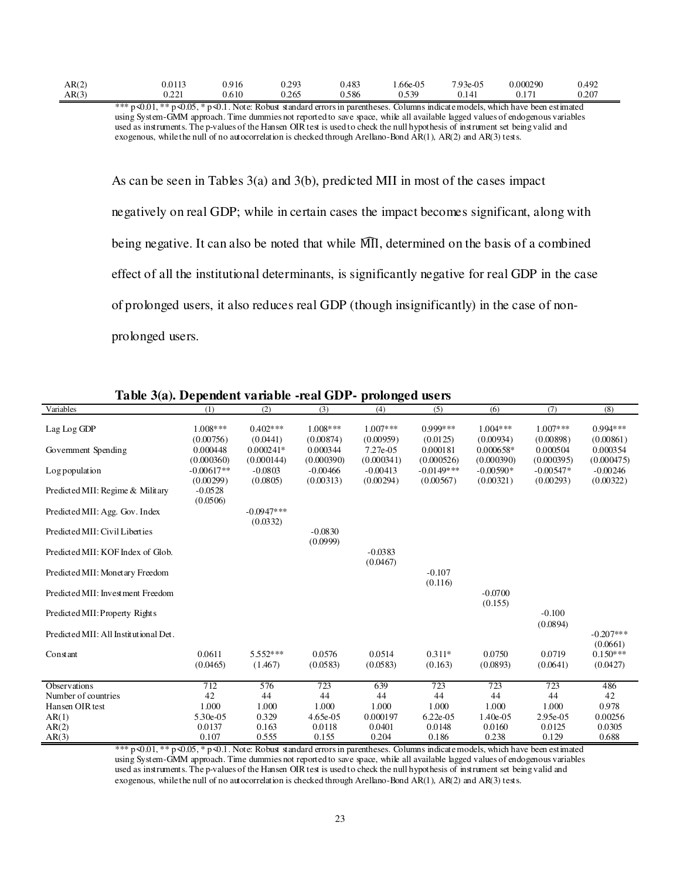| AR(2) | 0.0113 | 0.916 | 0.293 | 0.483 | 1.66e-05 | 7.93e-05 | 0.000290 | 0.492 |
|---|---|---|---|---|---|---|---|---|
| AR(3) | 0.221 | 0.610 | 0.265 | 0.586 | 0.539 | 0.141 | 0.171 | 0.207 |

*** p<0.01, ** p<0.05, * p<0.1. Note: Robust standard errors in parentheses. Columns indicate models, which have been estimated using System-GMM approach. Time dummies not reported to save space, while all available lagged values of endogenous variables used as instruments. The p-values of the Hansen OIR test is used to check the null hypothesis of instrument set being valid and exogenous, while the null of no autocorrelation is checked through Arellano-Bond AR(1), AR(2) and AR(3) tests.

As can be seen in Tables 3(a) and 3(b), predicted MII in most of the cases impact negatively on real GDP; while in certain cases the impact becomes significant, along with being negative. It can also be noted that while $\widehat{MII}$, determined on the basis of a combined effect of all the institutional determinants, is significantly negative for real GDP in the case of prolonged users, it also reduces real GDP (though insignificantly) in the case of non-prolonged users.

**Table 3(a). Dependent variable -real GDP- prolonged users**

| Variables | (1) | (2) | (3) | (4) | (5) | (6) | (7) | (8) |
|---|---|---|---|---|---|---|---|---|
| Lag Log GDP | 1.008*** | 0.402*** | 1.008*** | 1.007*** | 0.999*** | 1.004*** | 1.007*** | 0.994*** |
| | (0.00756) | (0.0441) | (0.00874) | (0.00959) | (0.0125) | (0.00934) | (0.00898) | (0.00861) |
| Government Spending | 0.000448 | 0.000241* | 0.000344 | 7.27e-05 | 0.000181 | 0.000658* | 0.000504 | 0.000354 |
| | (0.000360) | (0.000144) | (0.000390) | (0.000341) | (0.000526) | (0.000390) | (0.000395) | (0.000475) |
| Log population | -0.00617** | -0.0803 | -0.00466 | -0.00413 | -0.0149*** | -0.00590* | -0.00547* | -0.00246 |
| | (0.00299) | (0.0805) | (0.00313) | (0.00294) | (0.00567) | (0.00321) | (0.00293) | (0.00322) |
| Predicted MII: Regime & Military | -0.0528 | | | | | | | |
| | (0.0506) | | | | | | | |
| Predicted MII: Agg. Gov. Index | | -0.0947*** | | | | | | |
| | | (0.0332) | | | | | | |
| Predicted MII: Civil Liberties | | | -0.0830 | | | | | |
| | | | (0.0999) | | | | | |
| Predicted MII: KOF Index of Glob. | | | | -0.0383 | | | | |
| | | | | (0.0467) | | | | |
| Predicted MII: Monetary Freedom | | | | | -0.107 | | | |
| | | | | | (0.116) | | | |
| Predicted MII: Investment Freedom | | | | | | -0.0700 | | |
| | | | | | | (0.155) | | |
| Predicted MII: Property Rights | | | | | | | -0.100 | |
| | | | | | | | (0.0894) | |
| Predicted MII: All Institutional Det. | | | | | | | | -0.207*** |
| | | | | | | | | (0.0661) |
| Constant | 0.0611 | 5.552*** | 0.0576 | 0.0514 | 0.311* | 0.0750 | 0.0719 | 0.150*** |
| | (0.0465) | (1.467) | (0.0583) | (0.0583) | (0.163) | (0.0893) | (0.0641) | (0.0427) |
| Observations | 712 | 576 | 723 | 639 | 723 | 723 | 723 | 486 |
| Number of countries | 42 | 44 | 44 | 44 | 44 | 44 | 44 | 42 |
| Hansen OIR test | 1.000 | 1.000 | 1.000 | 1.000 | 1.000 | 1.000 | 1.000 | 0.978 |
| AR(1) | 5.30e-05 | 0.329 | 4.65e-05 | 0.000197 | 6.22e-05 | 1.40e-05 | 2.95e-05 | 0.00256 |
| AR(2) | 0.0137 | 0.163 | 0.0118 | 0.0401 | 0.0148 | 0.0160 | 0.0125 | 0.0305 |
| AR(3) | 0.107 | 0.555 | 0.155 | 0.204 | 0.186 | 0.238 | 0.129 | 0.688 |

*** p<0.01, ** p<0.05, * p<0.1. Note: Robust standard errors in parentheses. Columns indicate models, which have been estimated using System-GMM approach. Time dummies not reported to save space, while all available lagged values of endogenous variables used as instruments. The p-values of the Hansen OIR test is used to check the null hypothesis of instrument set being valid and exogenous, while the null of no autocorrelation is checked through Arellano-Bond AR(1), AR(2) and AR(3) tests.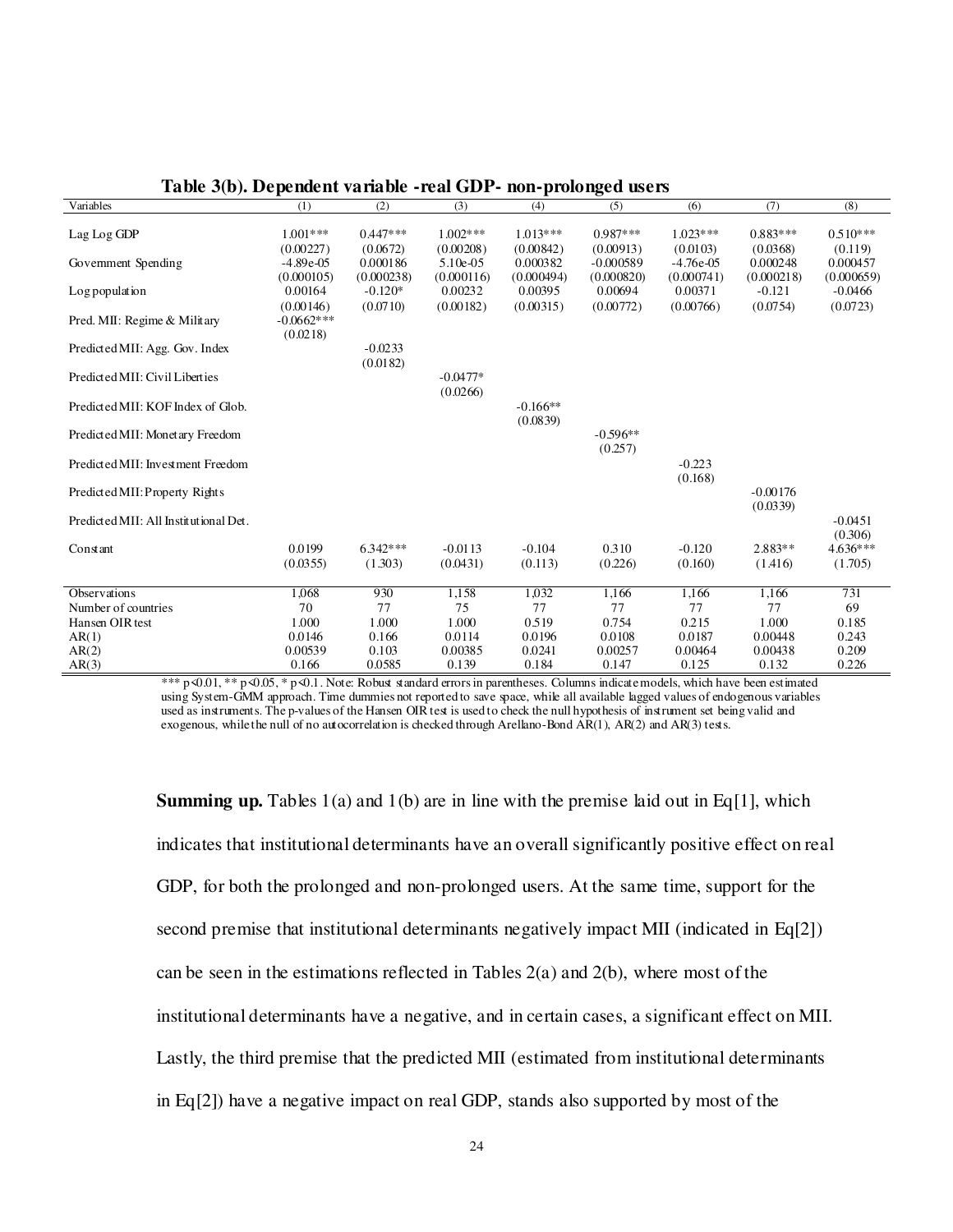**Table 3(b). Dependent variable -real GDP- non-prolonged users**

| Variables | (1) | (2) | (3) | (4) | (5) | (6) | (7) | (8) |
|---|---|---|---|---|---|---|---|---|
| Lag Log GDP | 1.001*** | 0.447*** | 1.002*** | 1.013*** | 0.987*** | 1.023*** | 0.883*** | 0.510*** |
| | (0.00227) | (0.0672) | (0.00208) | (0.00842) | (0.00913) | (0.0103) | (0.0368) | (0.119) |
| Government Spending | -4.89e-05 | 0.000186 | 5.10e-05 | 0.000382 | -0.000589 | -4.76e-05 | 0.000248 | 0.000457 |
| | (0.000105) | (0.000238) | (0.000116) | (0.000494) | (0.000820) | (0.000741) | (0.000218) | (0.000659) |
| Log population | 0.00164 | -0.120* | 0.00232 | 0.00395 | 0.00694 | 0.00371 | -0.121 | -0.0466 |
| | (0.00146) | (0.0710) | (0.00182) | (0.00315) | (0.00772) | (0.00766) | (0.0754) | (0.0723) |
| Pred. MII: Regime & Military | -0.0662*** | | | | | | | |
| | (0.0218) | | | | | | | |
| Predicted MII: Agg. Gov. Index | | -0.0233 | | | | | | |
| | | (0.0182) | | | | | | |
| Predicted MII: Civil Liberties | | | -0.0477* | | | | | |
| | | | (0.0266) | | | | | |
| Predicted MII: KOF Index of Glob. | | | | -0.166** | | | | |
| | | | | (0.0839) | | | | |
| Predicted MII: Monetary Freedom | | | | | -0.596** | | | |
| | | | | | (0.257) | | | |
| Predicted MII: Investment Freedom | | | | | | -0.223 | | |
| | | | | | | (0.168) | | |
| Predicted MII: Property Rights | | | | | | | -0.00176 | |
| | | | | | | | (0.0339) | |
| Predicted MII: All Institutional Det. | | | | | | | | -0.0451 |
| | | | | | | | | (0.306) |
| Constant | 0.0199 | 6.342*** | -0.0113 | -0.104 | 0.310 | -0.120 | 2.883** | 4.636*** |
| | (0.0355) | (1.303) | (0.0431) | (0.113) | (0.226) | (0.160) | (1.416) | (1.705) |
| Observations | 1,068 | 930 | 1,158 | 1,032 | 1,166 | 1,166 | 1,166 | 731 |
| Number of countries | 70 | 77 | 75 | 77 | 77 | 77 | 77 | 69 |
| Hansen OIR test | 1.000 | 1.000 | 1.000 | 0.519 | 0.754 | 0.215 | 1.000 | 0.185 |
| AR(1) | 0.0146 | 0.166 | 0.0114 | 0.0196 | 0.0108 | 0.0187 | 0.00448 | 0.243 |
| AR(2) | 0.00539 | 0.103 | 0.00385 | 0.0241 | 0.00257 | 0.00464 | 0.00438 | 0.209 |
| AR(3) | 0.166 | 0.0585 | 0.139 | 0.184 | 0.147 | 0.125 | 0.132 | 0.226 |

*** $p<0.01$, ** $p<0.05$, * $p<0.1$. Note: Robust standard errors in parentheses. Columns indicate models, which have been estimated using System-GMM approach. Time dummies not reported to save space, while all available lagged values of endogenous variables used as instruments. The p-values of the Hansen OIR test is used to check the null hypothesis of instrument set being valid and exogenous, while the null of no autocorrelation is checked through Arellano-Bond AR(1), AR(2) and AR(3) tests.

**Summing up.** Tables 1(a) and 1(b) are in line with the premise laid out in Eq[1], which indicates that institutional determinants have an overall significantly positive effect on real GDP, for both the prolonged and non-prolonged users. At the same time, support for the second premise that institutional determinants negatively impact MII (indicated in Eq[2]) can be seen in the estimations reflected in Tables 2(a) and 2(b), where most of the institutional determinants have a negative, and in certain cases, a significant effect on MII. Lastly, the third premise that the predicted MII (estimated from institutional determinants in Eq[2]) have a negative impact on real GDP, stands also supported by most of the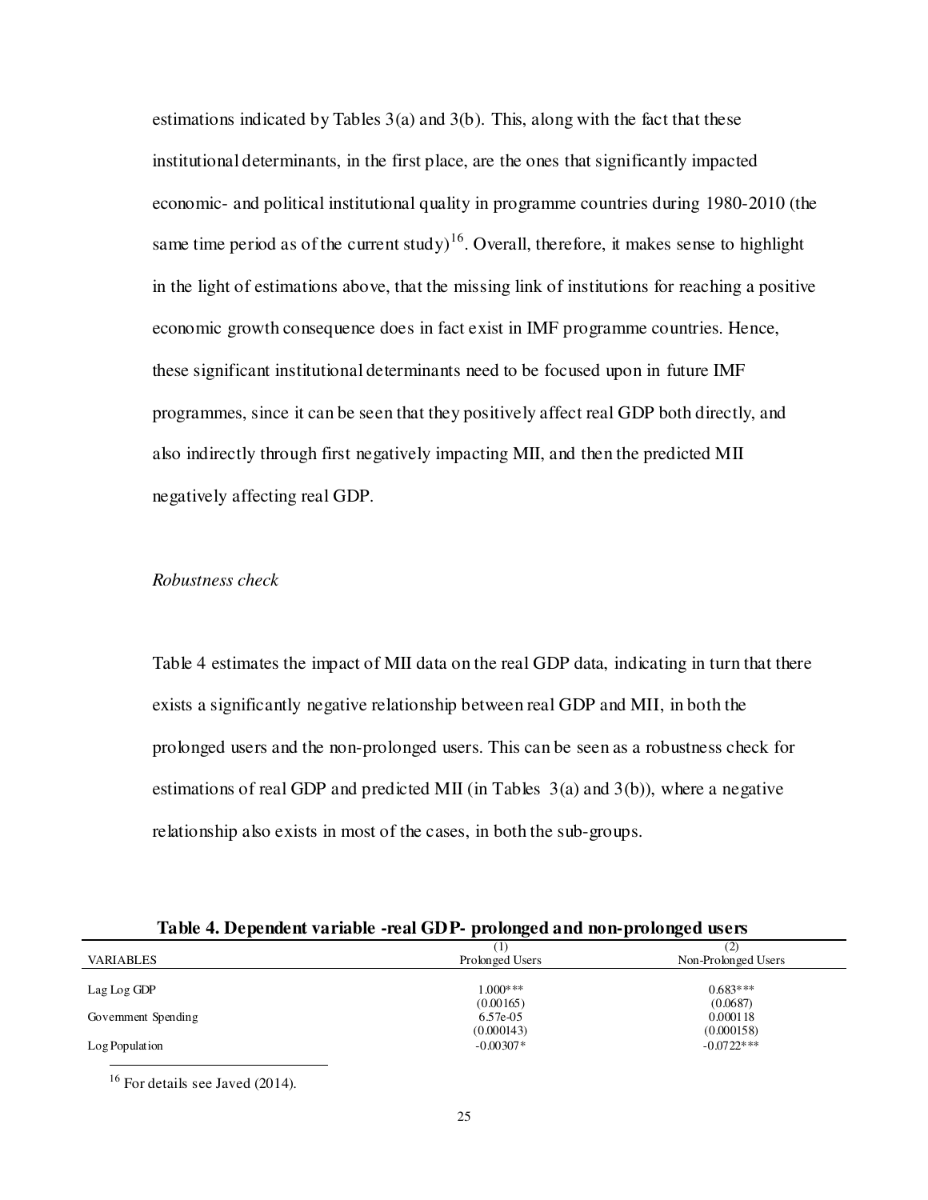estimations indicated by Tables 3(a) and 3(b). This, along with the fact that these institutional determinants, in the first place, are the ones that significantly impacted economic- and political institutional quality in programme countries during 1980-2010 (the same time period as of the current study)[16]. Overall, therefore, it makes sense to highlight in the light of estimations above, that the missing link of institutions for reaching a positive economic growth consequence does in fact exist in IMF programme countries. Hence, these significant institutional determinants need to be focused upon in future IMF programmes, since it can be seen that they positively affect real GDP both directly, and also indirectly through first negatively impacting MII, and then the predicted MII negatively affecting real GDP.

*Robustness check*

Table 4 estimates the impact of MII data on the real GDP data, indicating in turn that there exists a significantly negative relationship between real GDP and MII, in both the prolonged users and the non-prolonged users. This can be seen as a robustness check for estimations of real GDP and predicted MII (in Tables 3(a) and 3(b)), where a negative relationship also exists in most of the cases, in both the sub-groups.

**Table 4. Dependent variable -real GDP- prolonged and non-prolonged users**

| VARIABLES | (1)<br>Prolonged Users | (2)<br>Non-Prolonged Users |
|---|---|---|
| Lag Log GDP | 1.000*** | 0.683*** |
| | (0.00165) | (0.0687) |
| Government Spending | 6.57e-05 | 0.000118 |
| | (0.000143) | (0.000158) |
| Log Population | -0.00307* | -0.0722*** |

[16] For details see Javed (2014).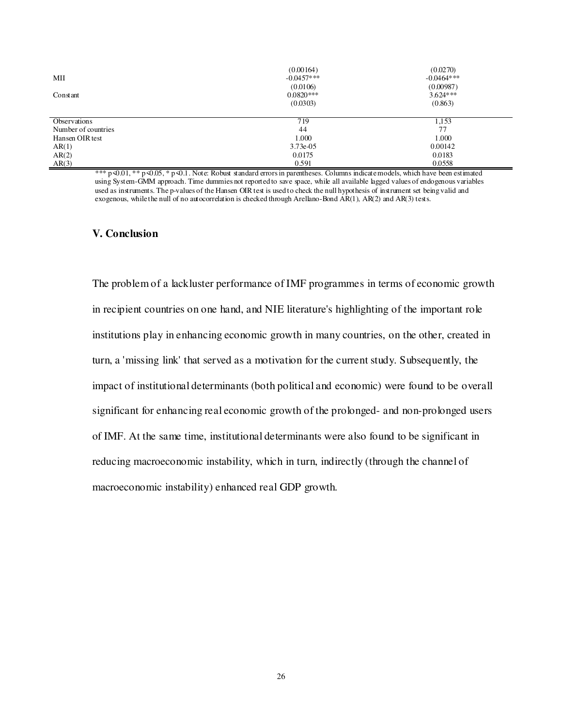| | | |
|---|---|---|
| | (0.00164) | (0.0270) |
| MII | -0.0457*** | -0.0464*** |
| | (0.0106) | (0.00987) |
| Constant | 0.0820*** | 3.624*** |
| | (0.0303) | (0.863) |
| Observations | 719 | 1,153 |
| Number of countries | 44 | 77 |
| Hansen OIR test | 1.000 | 1.000 |
| AR(1) | 3.73e-05 | 0.00142 |
| AR(2) | 0.0175 | 0.0183 |
| AR(3) | 0.591 | 0.0558 |

*** p<0.01, ** p<0.05, * p<0.1. Note: Robust standard errors in parentheses. Columns indicate models, which have been estimated using System-GMM approach. Time dummies not reported to save space, while all available lagged values of endogenous variables used as instruments. The p-values of the Hansen OIR test is used to check the null hypothesis of instrument set being valid and exogenous, while the null of no autocorrelation is checked through Arellano-Bond AR(1), AR(2) and AR(3) tests.

## V. Conclusion

The problem of a lackluster performance of IMF programmes in terms of economic growth in recipient countries on one hand, and NIE literature's highlighting of the important role institutions play in enhancing economic growth in many countries, on the other, created in turn, a 'missing link' that served as a motivation for the current study. Subsequently, the impact of institutional determinants (both political and economic) were found to be overall significant for enhancing real economic growth of the prolonged- and non-prolonged users of IMF. At the same time, institutional determinants were also found to be significant in reducing macroeconomic instability, which in turn, indirectly (through the channel of macroeconomic instability) enhanced real GDP growth.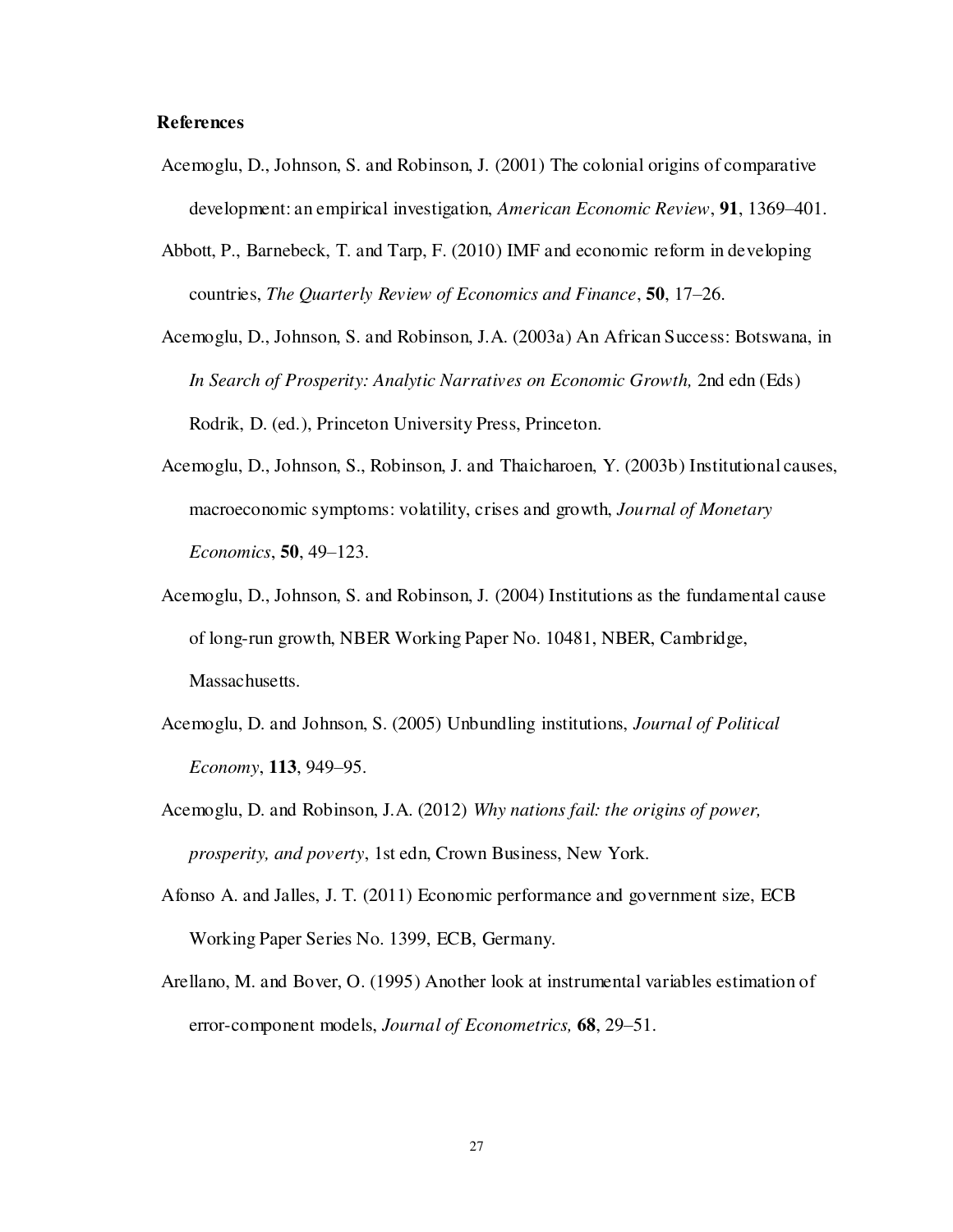## References

Acemoglu, D., Johnson, S. and Robinson, J. (2001) The colonial origins of comparative development: an empirical investigation, *American Economic Review*, **91**, 1369–401.

Abbott, P., Barnebeck, T. and Tarp, F. (2010) IMF and economic reform in developing countries, *The Quarterly Review of Economics and Finance*, **50**, 17–26.

Acemoglu, D., Johnson, S. and Robinson, J.A. (2003a) An African Success: Botswana, in *In Search of Prosperity: Analytic Narratives on Economic Growth,* 2nd edn (Eds) Rodrik, D. (ed.), Princeton University Press, Princeton.

Acemoglu, D., Johnson, S., Robinson, J. and Thaicharoen, Y. (2003b) Institutional causes, macroeconomic symptoms: volatility, crises and growth, *Journal of Monetary Economics*, **50**, 49–123.

Acemoglu, D., Johnson, S. and Robinson, J. (2004) Institutions as the fundamental cause of long-run growth, NBER Working Paper No. 10481, NBER, Cambridge, Massachusetts.

Acemoglu, D. and Johnson, S. (2005) Unbundling institutions, *Journal of Political Economy*, **113**, 949–95.

Acemoglu, D. and Robinson, J.A. (2012) *Why nations fail: the origins of power, prosperity, and poverty*, 1st edn, Crown Business, New York.

Afonso A. and Jalles, J. T. (2011) Economic performance and government size, ECB Working Paper Series No. 1399, ECB, Germany.

Arellano, M. and Bover, O. (1995) Another look at instrumental variables estimation of error-component models, *Journal of Econometrics,* **68**, 29–51.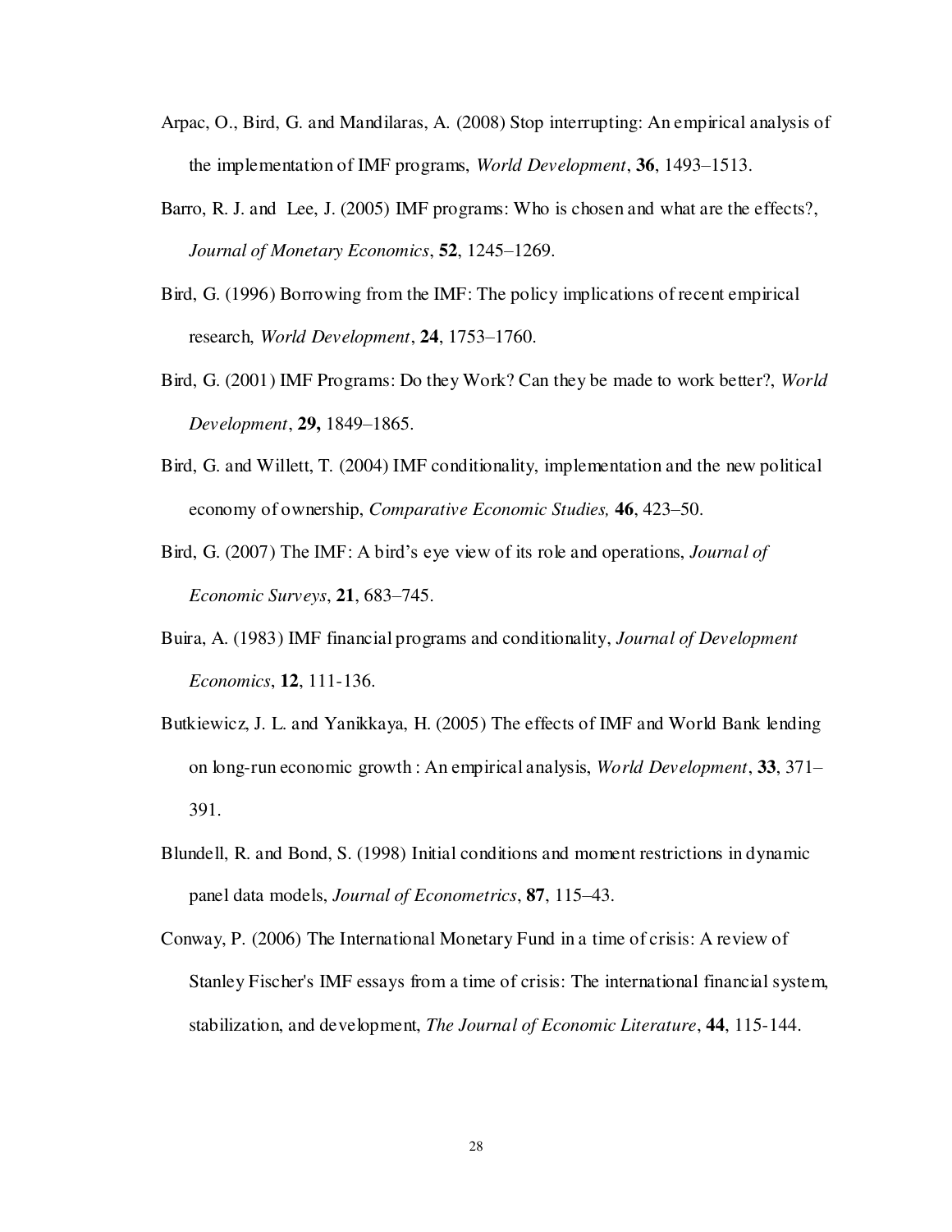Arpac, O., Bird, G. and Mandilaras, A. (2008) Stop interrupting: An empirical analysis of the implementation of IMF programs, *World Development*, **36**, 1493–1513.

Barro, R. J. and Lee, J. (2005) IMF programs: Who is chosen and what are the effects?, *Journal of Monetary Economics*, **52**, 1245–1269.

Bird, G. (1996) Borrowing from the IMF: The policy implications of recent empirical research, *World Development*, **24**, 1753–1760.

Bird, G. (2001) IMF Programs: Do they Work? Can they be made to work better?, *World Development*, **29,** 1849–1865.

Bird, G. and Willett, T. (2004) IMF conditionality, implementation and the new political economy of ownership, *Comparative Economic Studies,* **46**, 423–50.

Bird, G. (2007) The IMF: A bird's eye view of its role and operations, *Journal of Economic Surveys*, **21**, 683–745.

Buira, A. (1983) IMF financial programs and conditionality, *Journal of Development Economics*, **12**, 111-136.

Butkiewicz, J. L. and Yanikkaya, H. (2005) The effects of IMF and World Bank lending on long-run economic growth : An empirical analysis, *World Development*, **33**, 371–391.

Blundell, R. and Bond, S. (1998) Initial conditions and moment restrictions in dynamic panel data models, *Journal of Econometrics*, **87**, 115–43.

Conway, P. (2006) The International Monetary Fund in a time of crisis: A review of Stanley Fischer's IMF essays from a time of crisis: The international financial system, stabilization, and development, *The Journal of Economic Literature*, **44**, 115-144.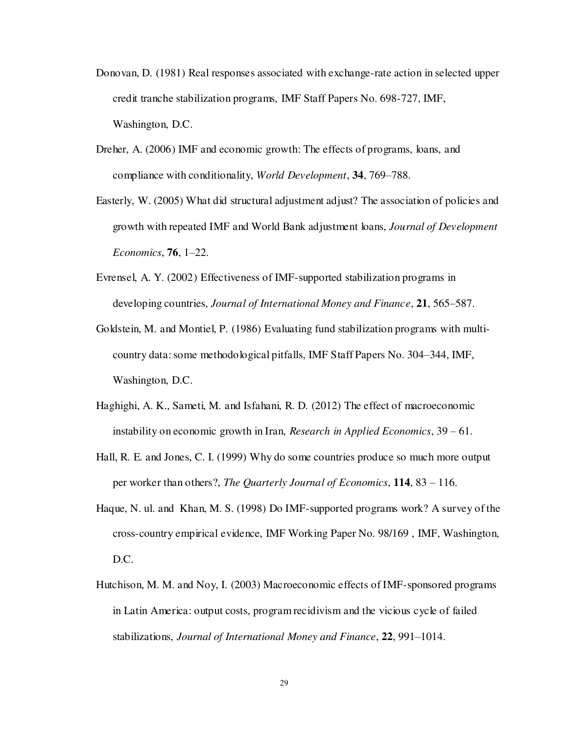Donovan, D. (1981) Real responses associated with exchange-rate action in selected upper credit tranche stabilization programs, IMF Staff Papers No. 698-727, IMF, Washington, D.C.

Dreher, A. (2006) IMF and economic growth: The effects of programs, loans, and compliance with conditionality, *World Development*, **34**, 769–788.

Easterly, W. (2005) What did structural adjustment adjust? The association of policies and growth with repeated IMF and World Bank adjustment loans, *Journal of Development Economics*, **76**, 1–22.

Evrensel, A. Y. (2002) Effectiveness of IMF-supported stabilization programs in developing countries, *Journal of International Money and Finance*, **21**, 565–587.

Goldstein, M. and Montiel, P. (1986) Evaluating fund stabilization programs with multi-country data: some methodological pitfalls, IMF Staff Papers No. 304–344, IMF, Washington, D.C.

Haghighi, A. K., Sameti, M. and Isfahani, R. D. (2012) The effect of macroeconomic instability on economic growth in Iran, *Research in Applied Economics*, 39 – 61.

Hall, R. E. and Jones, C. I. (1999) Why do some countries produce so much more output per worker than others?, *The Quarterly Journal of Economics*, **114**, 83 – 116.

Haque, N. ul. and Khan, M. S. (1998) Do IMF-supported programs work? A survey of the cross-country empirical evidence, IMF Working Paper No. 98/169 , IMF, Washington, D.C.

Hutchison, M. M. and Noy, I. (2003) Macroeconomic effects of IMF-sponsored programs in Latin America: output costs, program recidivism and the vicious cycle of failed stabilizations, *Journal of International Money and Finance*, **22**, 991–1014.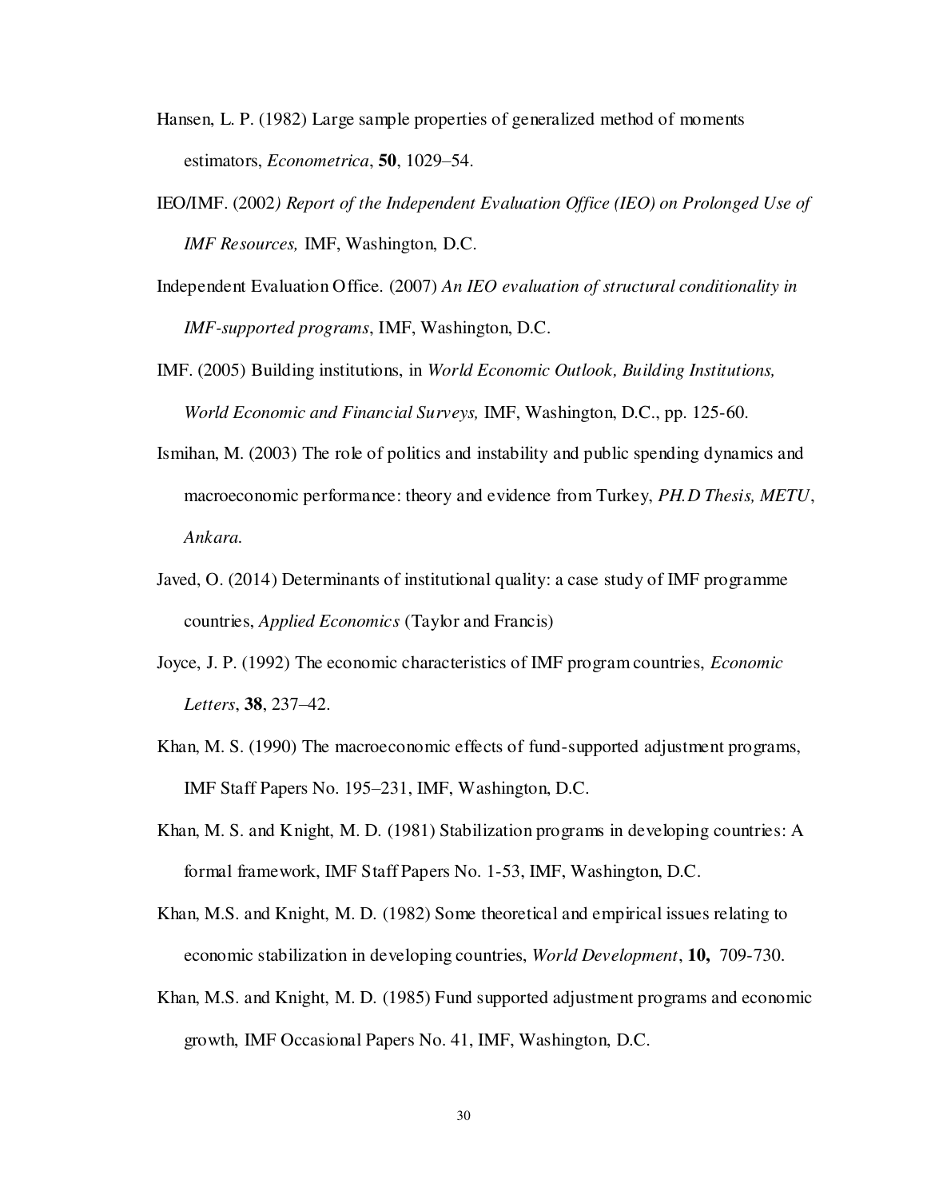Hansen, L. P. (1982) Large sample properties of generalized method of moments estimators, *Econometrica*, **50**, 1029–54.

IEO/IMF. (2002*) Report of the Independent Evaluation Office (IEO) on Prolonged Use of IMF Resources,* IMF, Washington, D.C.

Independent Evaluation Office. (2007) *An IEO evaluation of structural conditionality in IMF-supported programs*, IMF, Washington, D.C.

IMF. (2005) Building institutions, in *World Economic Outlook, Building Institutions, World Economic and Financial Surveys,* IMF, Washington, D.C., pp. 125-60.

Ismihan, M. (2003) The role of politics and instability and public spending dynamics and macroeconomic performance: theory and evidence from Turkey, *PH.D Thesis, METU*, *Ankara.*

Javed, O. (2014) Determinants of institutional quality: a case study of IMF programme countries, *Applied Economics* (Taylor and Francis)

Joyce, J. P. (1992) The economic characteristics of IMF program countries, *Economic Letters*, **38**, 237–42.

Khan, M. S. (1990) The macroeconomic effects of fund-supported adjustment programs, IMF Staff Papers No. 195–231, IMF, Washington, D.C.

Khan, M. S. and Knight, M. D. (1981) Stabilization programs in developing countries: A formal framework, IMF Staff Papers No. 1-53, IMF, Washington, D.C.

Khan, M.S. and Knight, M. D. (1982) Some theoretical and empirical issues relating to economic stabilization in developing countries, *World Development*, **10,** 709-730.

Khan, M.S. and Knight, M. D. (1985) Fund supported adjustment programs and economic growth, IMF Occasional Papers No. 41, IMF, Washington, D.C.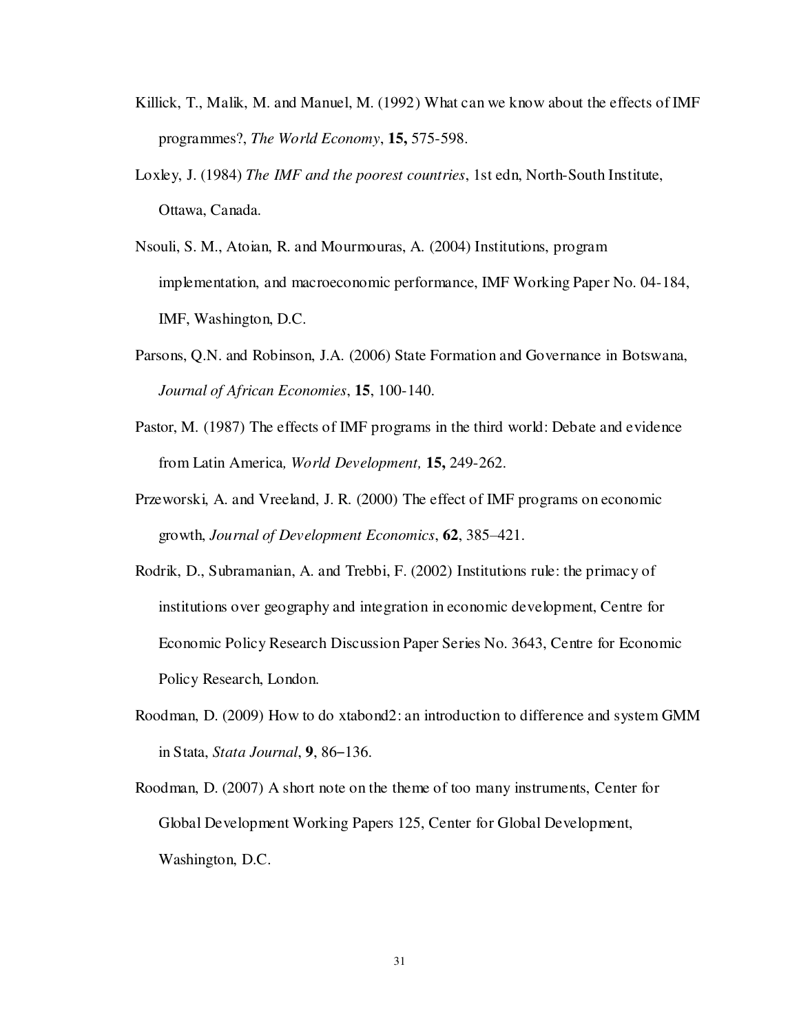Killick, T., Malik, M. and Manuel, M. (1992) What can we know about the effects of IMF programmes?, *The World Economy*, **15,** 575-598.

Loxley, J. (1984) *The IMF and the poorest countries*, 1st edn, North-South Institute, Ottawa, Canada.

Nsouli, S. M., Atoian, R. and Mourmouras, A. (2004) Institutions, program implementation, and macroeconomic performance, IMF Working Paper No. 04-184, IMF, Washington, D.C.

Parsons, Q.N. and Robinson, J.A. (2006) State Formation and Governance in Botswana, *Journal of African Economies*, **15**, 100-140.

Pastor, M. (1987) The effects of IMF programs in the third world: Debate and evidence from Latin America*, World Development,* **15,** 249-262.

Przeworski, A. and Vreeland, J. R. (2000) The effect of IMF programs on economic growth, *Journal of Development Economics*, **62**, 385–421.

Rodrik, D., Subramanian, A. and Trebbi, F. (2002) Institutions rule: the primacy of institutions over geography and integration in economic development, Centre for Economic Policy Research Discussion Paper Series No. 3643, Centre for Economic Policy Research, London.

Roodman, D. (2009) How to do xtabond2: an introduction to difference and system GMM in Stata, *Stata Journal*, **9**, 86–136.

Roodman, D. (2007) A short note on the theme of too many instruments, Center for Global Development Working Papers 125, Center for Global Development, Washington, D.C.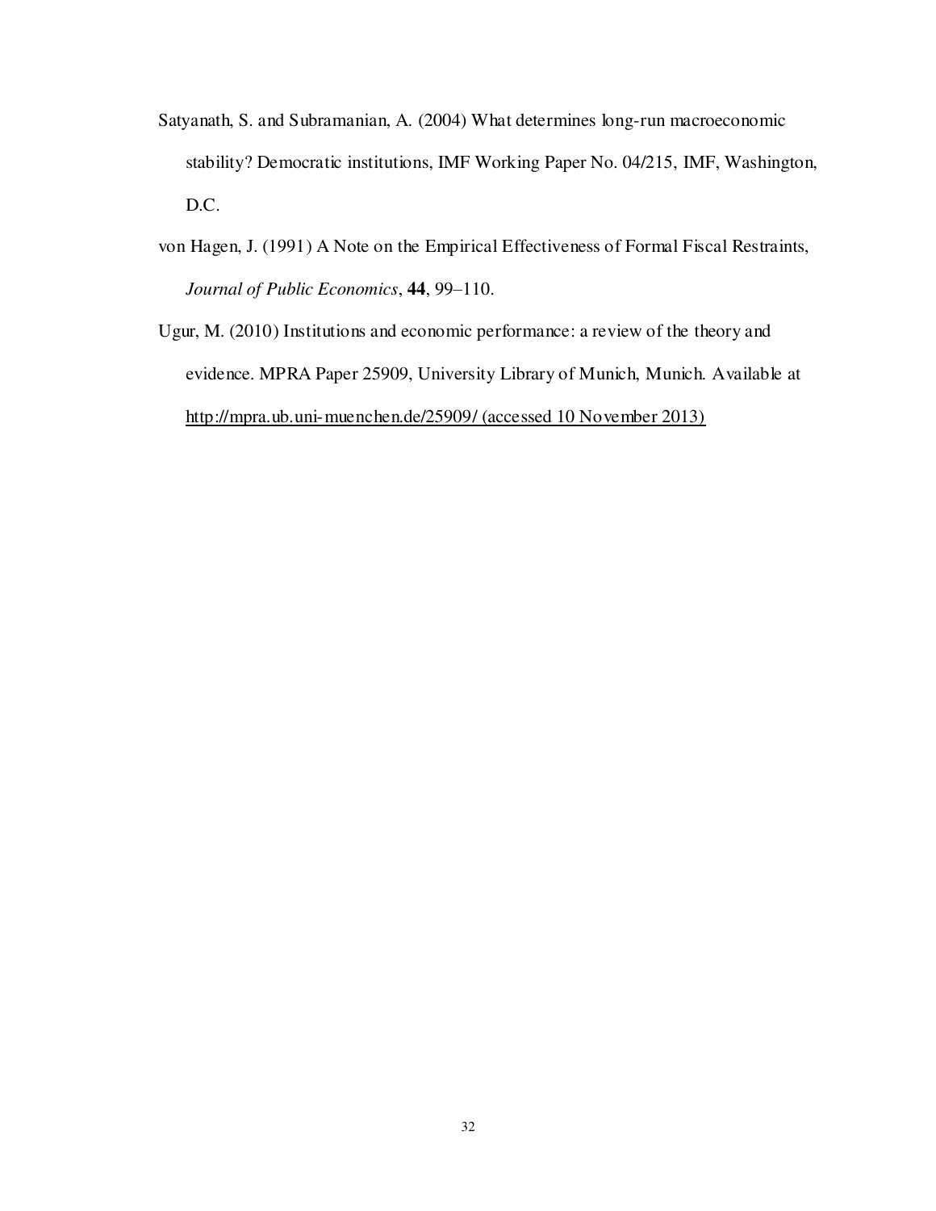Satyanath, S. and Subramanian, A. (2004) What determines long-run macroeconomic stability? Democratic institutions, IMF Working Paper No. 04/215, IMF, Washington, D.C.

von Hagen, J. (1991) A Note on the Empirical Effectiveness of Formal Fiscal Restraints, *Journal of Public Economics*, **44**, 99–110.

Ugur, M. (2010) Institutions and economic performance: a review of the theory and evidence. MPRA Paper 25909, University Library of Munich, Munich. Available at http://mpra.ub.uni-muenchen.de/25909/ (accessed 10 November 2013)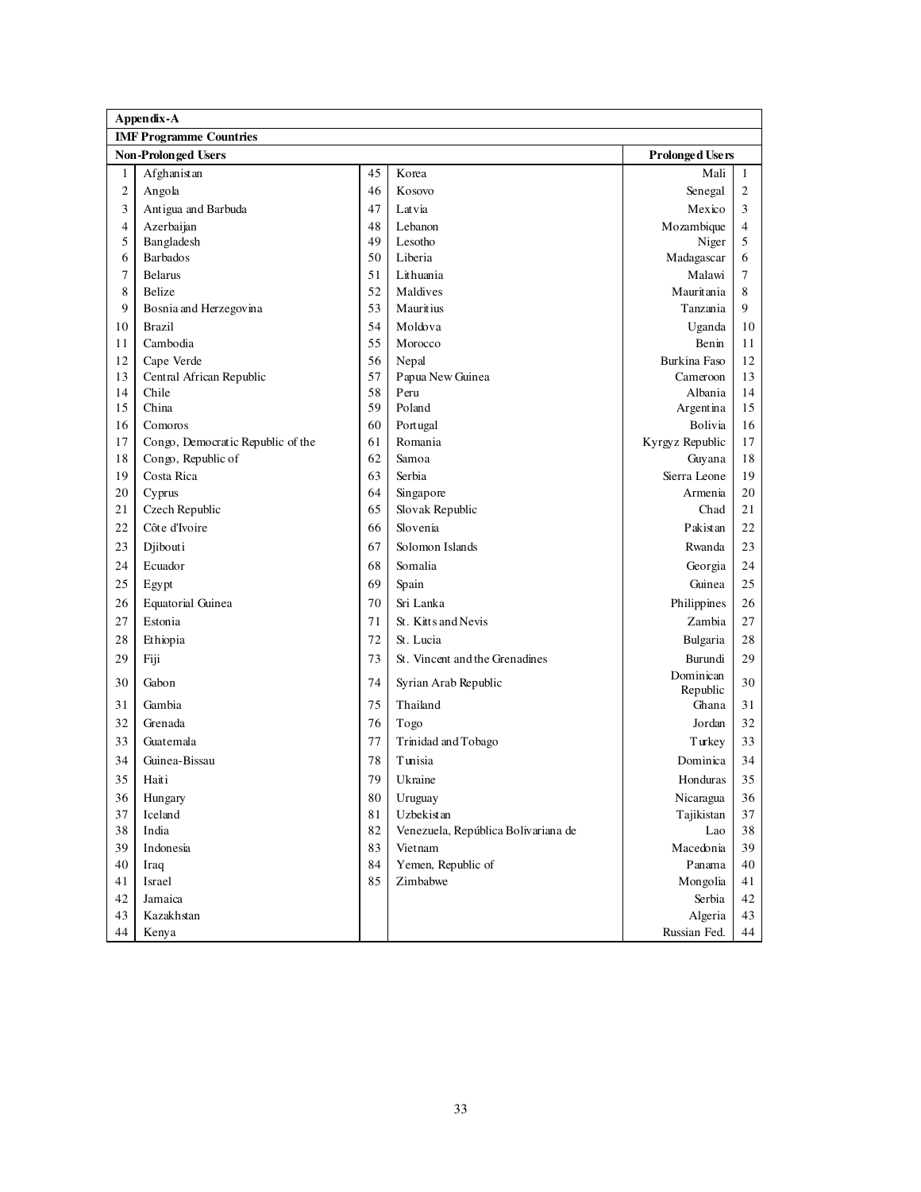**Appendix-A**

**IMF Programme Countries**

| Non-Prolonged Users | | | | Prolonged Users | |
|---|---|---|---|---|---|
| 1 | Afghanistan | 45 | Korea | Mali | 1 |
| 2 | Angola | 46 | Kosovo | Senegal | 2 |
| 3 | Antigua and Barbuda | 47 | Latvia | Mexico | 3 |
| 4 | Azerbaijan | 48 | Lebanon | Mozambique | 4 |
| 5 | Bangladesh | 49 | Lesotho | Niger | 5 |
| 6 | Barbados | 50 | Liberia | Madagascar | 6 |
| 7 | Belarus | 51 | Lithuania | Malawi | 7 |
| 8 | Belize | 52 | Maldives | Mauritania | 8 |
| 9 | Bosnia and Herzegovina | 53 | Mauritius | Tanzania | 9 |
| 10 | Brazil | 54 | Moldova | Uganda | 10 |
| 11 | Cambodia | 55 | Morocco | Benin | 11 |
| 12 | Cape Verde | 56 | Nepal | Burkina Faso | 12 |
| 13 | Central African Republic | 57 | Papua New Guinea | Cameroon | 13 |
| 14 | Chile | 58 | Peru | Albania | 14 |
| 15 | China | 59 | Poland | Argentina | 15 |
| 16 | Comoros | 60 | Portugal | Bolivia | 16 |
| 17 | Congo, Democratic Republic of the | 61 | Romania | Kyrgyz Republic | 17 |
| 18 | Congo, Republic of | 62 | Samoa | Guyana | 18 |
| 19 | Costa Rica | 63 | Serbia | Sierra Leone | 19 |
| 20 | Cyprus | 64 | Singapore | Armenia | 20 |
| 21 | Czech Republic | 65 | Slovak Republic | Chad | 21 |
| 22 | Côte d'Ivoire | 66 | Slovenia | Pakistan | 22 |
| 23 | Djibouti | 67 | Solomon Islands | Rwanda | 23 |
| 24 | Ecuador | 68 | Somalia | Georgia | 24 |
| 25 | Egypt | 69 | Spain | Guinea | 25 |
| 26 | Equatorial Guinea | 70 | Sri Lanka | Philippines | 26 |
| 27 | Estonia | 71 | St. Kitts and Nevis | Zambia | 27 |
| 28 | Ethiopia | 72 | St. Lucia | Bulgaria | 28 |
| 29 | Fiji | 73 | St. Vincent and the Grenadines | Burundi | 29 |
| 30 | Gabon | 74 | Syrian Arab Republic | Dominican Republic | 30 |
| 31 | Gambia | 75 | Thailand | Ghana | 31 |
| 32 | Grenada | 76 | Togo | Jordan | 32 |
| 33 | Guatemala | 77 | Trinidad and Tobago | Turkey | 33 |
| 34 | Guinea-Bissau | 78 | Tunisia | Dominica | 34 |
| 35 | Haiti | 79 | Ukraine | Honduras | 35 |
| 36 | Hungary | 80 | Uruguay | Nicaragua | 36 |
| 37 | Iceland | 81 | Uzbekistan | Tajikistan | 37 |
| 38 | India | 82 | Venezuela, República Bolivariana de | Lao | 38 |
| 39 | Indonesia | 83 | Vietnam | Macedonia | 39 |
| 40 | Iraq | 84 | Yemen, Republic of | Panama | 40 |
| 41 | Israel | 85 | Zimbabwe | Mongolia | 41 |
| 42 | Jamaica | | | Serbia | 42 |
| 43 | Kazakhstan | | | Algeria | 43 |
| 44 | Kenya | | | Russian Fed. | 44 |